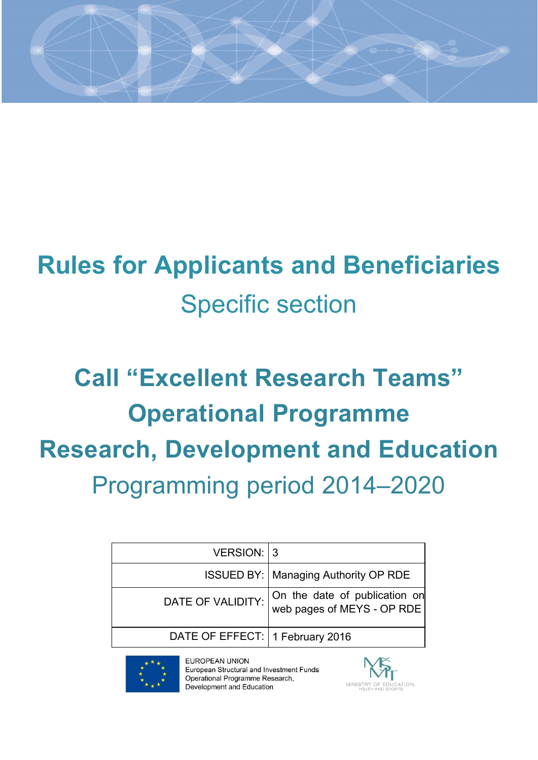# Rules for Applicants and Beneficiaries

## Specific section

# Call "Excellent Research Teams"
# Operational Programme
# Research, Development and Education

## Programming period 2014–2020

| VERSION: | 3 |
|---|---|
| ISSUED BY: | Managing Authority OP RDE |
| DATE OF VALIDITY: | On the date of publication on web pages of MEYS - OP RDE |
| DATE OF EFFECT: | 1 February 2016 |

EUROPEAN UNION
European Structural and Investment Funds
Operational Programme Research, Development and Education

MINISTRY OF EDUCATION, YOUTH AND SPORTS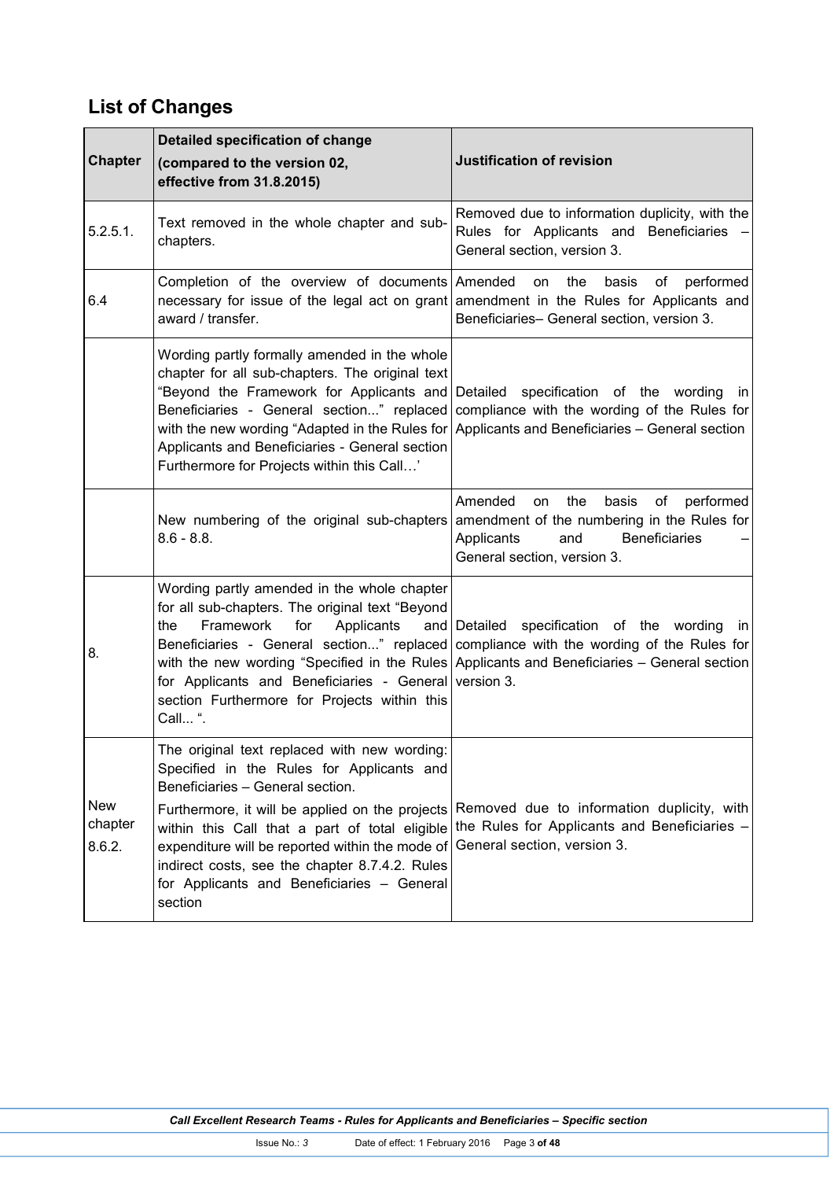## List of Changes

| Chapter | Detailed specification of change (compared to the version 02, effective from 31.8.2015) | Justification of revision |
|---|---|---|
| 5.2.5.1. | Text removed in the whole chapter and sub-chapters. | Removed due to information duplicity, with the Rules for Applicants and Beneficiaries – General section, version 3. |
| 6.4 | Completion of the overview of documents necessary for issue of the legal act on grant award / transfer. | Amended on the basis of performed amendment in the Rules for Applicants and Beneficiaries– General section, version 3. |
| | Wording partly formally amended in the whole chapter for all sub-chapters. The original text "Beyond the Framework for Applicants and Beneficiaries - General section..." replaced with the new wording "Adapted in the Rules for Applicants and Beneficiaries - General section Furthermore for Projects within this Call…' | Detailed specification of the wording in compliance with the wording of the Rules for Applicants and Beneficiaries – General section |
| | New numbering of the original sub-chapters 8.6 - 8.8. | Amended on the basis of performed amendment of the numbering in the Rules for Applicants and Beneficiaries – General section, version 3. |
| 8. | Wording partly amended in the whole chapter for all sub-chapters. The original text "Beyond the Framework for Applicants and Beneficiaries - General section..." replaced with the new wording "Specified in the Rules for Applicants and Beneficiaries - General section Furthermore for Projects within this Call... ". | Detailed specification of the wording in compliance with the wording of the Rules for Applicants and Beneficiaries – General section version 3. |
| New chapter 8.6.2. | The original text replaced with new wording: Specified in the Rules for Applicants and Beneficiaries – General section.<br><br>Furthermore, it will be applied on the projects within this Call that a part of total eligible expenditure will be reported within the mode of indirect costs, see the chapter 8.7.4.2. Rules for Applicants and Beneficiaries – General section | Removed due to information duplicity, with the Rules for Applicants and Beneficiaries – General section, version 3. |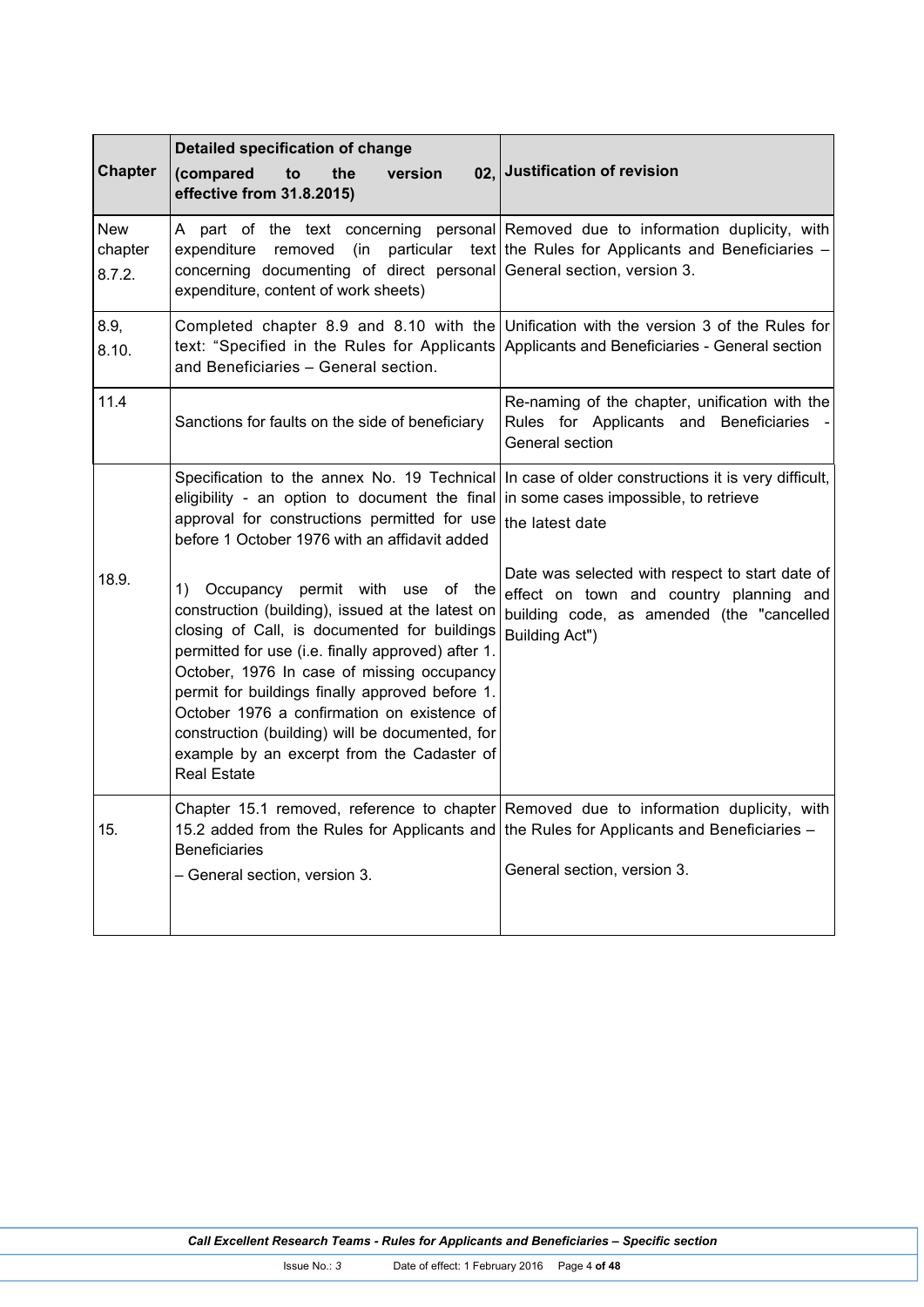| Chapter | Detailed specification of change (compared to the version 02, effective from 31.8.2015) | Justification of revision |
|---|---|---|
| New chapter 8.7.2. | A part of the text concerning personal expenditure removed (in particular text concerning documenting of direct personal expenditure, content of work sheets) | Removed due to information duplicity, with the Rules for Applicants and Beneficiaries – General section, version 3. |
| 8.9, 8.10. | Completed chapter 8.9 and 8.10 with the text: "Specified in the Rules for Applicants and Beneficiaries – General section. | Unification with the version 3 of the Rules for Applicants and Beneficiaries - General section |
| 11.4 | Sanctions for faults on the side of beneficiary | Re-naming of the chapter, unification with the Rules for Applicants and Beneficiaries - General section |
| 18.9. | Specification to the annex No. 19 Technical eligibility - an option to document the final approval for constructions permitted for use before 1 October 1976 with an affidavit added<br><br>1) Occupancy permit with use of the construction (building), issued at the latest on closing of Call, is documented for buildings permitted for use (i.e. finally approved) after 1. October, 1976 In case of missing occupancy permit for buildings finally approved before 1. October 1976 a confirmation on existence of construction (building) will be documented, for example by an excerpt from the Cadaster of Real Estate | In case of older constructions it is very difficult, in some cases impossible, to retrieve the latest date<br><br>Date was selected with respect to start date of effect on town and country planning and building code, as amended (the "cancelled Building Act") |
| 15. | Chapter 15.1 removed, reference to chapter 15.2 added from the Rules for Applicants and Beneficiaries – General section, version 3. | Removed due to information duplicity, with the Rules for Applicants and Beneficiaries – General section, version 3. |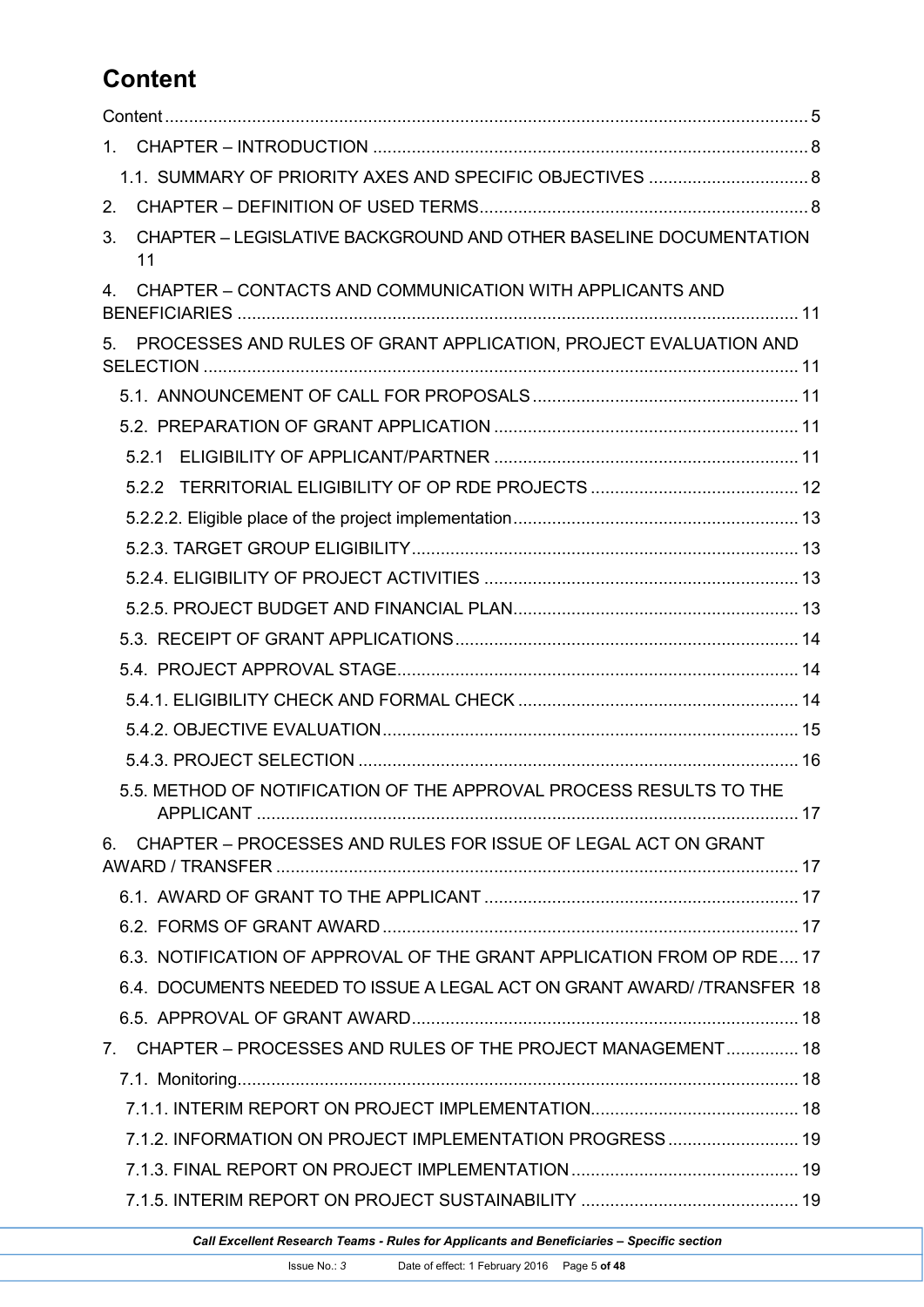# Content

Content .................................................................................................................................. 5

1. CHAPTER – INTRODUCTION ........................................................................................ 8
   - 1.1. SUMMARY OF PRIORITY AXES AND SPECIFIC OBJECTIVES ................................ 8
2. CHAPTER – DEFINITION OF USED TERMS.................................................................. 8
3. CHAPTER – LEGISLATIVE BACKGROUND AND OTHER BASELINE DOCUMENTATION 11
4. CHAPTER – CONTACTS AND COMMUNICATION WITH APPLICANTS AND BENEFICIARIES .................................................................................................................. 11
5. PROCESSES AND RULES OF GRANT APPLICATION, PROJECT EVALUATION AND SELECTION ......................................................................................................................... 11
   - 5.1. ANNOUNCEMENT OF CALL FOR PROPOSALS ...................................................... 11
   - 5.2. PREPARATION OF GRANT APPLICATION .............................................................. 11
     - 5.2.1 ELIGIBILITY OF APPLICANT/PARTNER .............................................................. 11
     - 5.2.2 TERRITORIAL ELIGIBILITY OF OP RDE PROJECTS .......................................... 12
     - 5.2.2.2. Eligible place of the project implementation .......................................................... 13
     - 5.2.3. TARGET GROUP ELIGIBILITY............................................................................... 13
     - 5.2.4. ELIGIBILITY OF PROJECT ACTIVITIES ................................................................ 13
     - 5.2.5. PROJECT BUDGET AND FINANCIAL PLAN.......................................................... 13
   - 5.3. RECEIPT OF GRANT APPLICATIONS...................................................................... 14
   - 5.4. PROJECT APPROVAL STAGE.................................................................................. 14
     - 5.4.1. ELIGIBILITY CHECK AND FORMAL CHECK ......................................................... 14
     - 5.4.2. OBJECTIVE EVALUATION..................................................................................... 15
     - 5.4.3. PROJECT SELECTION .......................................................................................... 16
   - 5.5. METHOD OF NOTIFICATION OF THE APPROVAL PROCESS RESULTS TO THE APPLICANT ............................................................................................................... 17
6. CHAPTER – PROCESSES AND RULES FOR ISSUE OF LEGAL ACT ON GRANT AWARD / TRANSFER ........................................................................................................... 17
   - 6.1. AWARD OF GRANT TO THE APPLICANT ................................................................ 17
   - 6.2. FORMS OF GRANT AWARD ..................................................................................... 17
   - 6.3. NOTIFICATION OF APPROVAL OF THE GRANT APPLICATION FROM OP RDE.... 17
   - 6.4. DOCUMENTS NEEDED TO ISSUE A LEGAL ACT ON GRANT AWARD/ /TRANSFER 18
   - 6.5. APPROVAL OF GRANT AWARD................................................................................ 18
7. CHAPTER – PROCESSES AND RULES OF THE PROJECT MANAGEMENT............... 18
   - 7.1. Monitoring.................................................................................................................... 18
     - 7.1.1. INTERIM REPORT ON PROJECT IMPLEMENTATION........................................... 18
     - 7.1.2. INFORMATION ON PROJECT IMPLEMENTATION PROGRESS ........................... 19
     - 7.1.3. FINAL REPORT ON PROJECT IMPLEMENTATION ............................................... 19
     - 7.1.5. INTERIM REPORT ON PROJECT SUSTAINABILITY ............................................. 19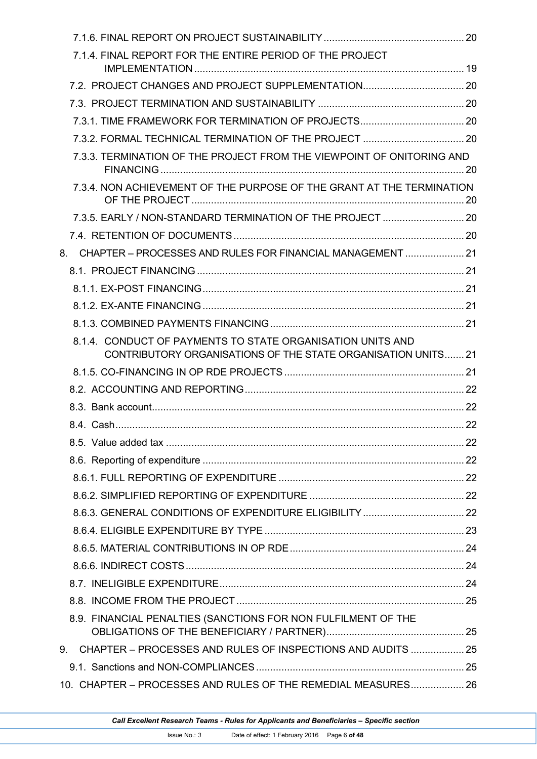7.1.6. FINAL REPORT ON PROJECT SUSTAINABILITY .................................................. 20

7.1.4. FINAL REPORT FOR THE ENTIRE PERIOD OF THE PROJECT IMPLEMENTATION ................................................................................................ 19

7.2. PROJECT CHANGES AND PROJECT SUPPLEMENTATION.................................... 20

7.3. PROJECT TERMINATION AND SUSTAINABILITY .................................................... 20

7.3.1. TIME FRAMEWORK FOR TERMINATION OF PROJECTS..................................... 20

7.3.2. FORMAL TECHNICAL TERMINATION OF THE PROJECT .................................... 20

7.3.3. TERMINATION OF THE PROJECT FROM THE VIEWPOINT OF ONITORING AND FINANCING ............................................................................................................ 20

7.3.4. NON ACHIEVEMENT OF THE PURPOSE OF THE GRANT AT THE TERMINATION OF THE PROJECT ................................................................................................. 20

7.3.5. EARLY / NON-STANDARD TERMINATION OF THE PROJECT ............................. 20

7.4. RETENTION OF DOCUMENTS .................................................................................. 20

8. CHAPTER – PROCESSES AND RULES FOR FINANCIAL MANAGEMENT ..................... 21

8.1. PROJECT FINANCING ............................................................................................... 21

8.1.1. EX-POST FINANCING............................................................................................. 21

8.1.2. EX-ANTE FINANCING ............................................................................................. 21

8.1.3. COMBINED PAYMENTS FINANCING..................................................................... 21

8.1.4. CONDUCT OF PAYMENTS TO STATE ORGANISATION UNITS AND CONTRIBUTORY ORGANISATIONS OF THE STATE ORGANISATION UNITS....... 21

8.1.5. CO-FINANCING IN OP RDE PROJECTS ................................................................ 21

8.2. ACCOUNTING AND REPORTING.............................................................................. 22

8.3. Bank account............................................................................................................... 22

8.4. Cash............................................................................................................................ 22

8.5. Value added tax .......................................................................................................... 22

8.6. Reporting of expenditure ............................................................................................. 22

8.6.1. FULL REPORTING OF EXPENDITURE .................................................................. 22

8.6.2. SIMPLIFIED REPORTING OF EXPENDITURE ....................................................... 22

8.6.3. GENERAL CONDITIONS OF EXPENDITURE ELIGIBILITY .................................... 22

8.6.4. ELIGIBLE EXPENDITURE BY TYPE ....................................................................... 23

8.6.5. MATERIAL CONTRIBUTIONS IN OP RDE .............................................................. 24

8.6.6. INDIRECT COSTS ................................................................................................... 24

8.7. INELIGIBLE EXPENDITURE....................................................................................... 24

8.8. INCOME FROM THE PROJECT ................................................................................. 25

8.9. FINANCIAL PENALTIES (SANCTIONS FOR NON FULFILMENT OF THE OBLIGATIONS OF THE BENEFICIARY / PARTNER)................................................. 25

9. CHAPTER – PROCESSES AND RULES OF INSPECTIONS AND AUDITS ................... 25

9.1. Sanctions and NON-COMPLIANCES .......................................................................... 25

10. CHAPTER – PROCESSES AND RULES OF THE REMEDIAL MEASURES................... 26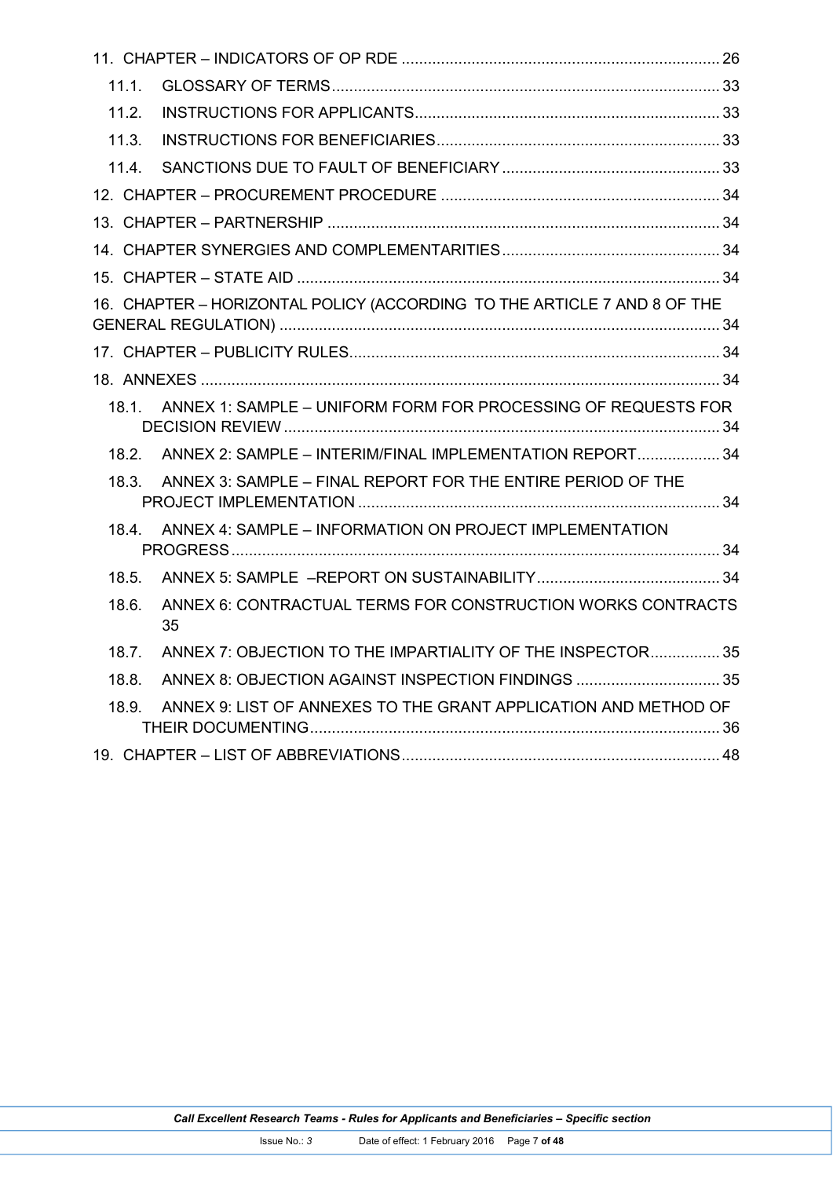11. CHAPTER – INDICATORS OF OP RDE ........................................................................ 26
    - 11.1. GLOSSARY OF TERMS........................................................................................ 33
    - 11.2. INSTRUCTIONS FOR APPLICANTS...................................................................... 33
    - 11.3. INSTRUCTIONS FOR BENEFICIARIES................................................................. 33
    - 11.4. SANCTIONS DUE TO FAULT OF BENEFICIARY .................................................. 33
12. CHAPTER – PROCUREMENT PROCEDURE ................................................................ 34
13. CHAPTER – PARTNERSHIP .......................................................................................... 34
14. CHAPTER SYNERGIES AND COMPLEMENTARITIES.................................................. 34
15. CHAPTER – STATE AID ................................................................................................ 34
16. CHAPTER – HORIZONTAL POLICY (ACCORDING TO THE ARTICLE 7 AND 8 OF THE GENERAL REGULATION) ..................................................................................................... 34
17. CHAPTER – PUBLICITY RULES..................................................................................... 34
18. ANNEXES ....................................................................................................................... 34
    - 18.1. ANNEX 1: SAMPLE – UNIFORM FORM FOR PROCESSING OF REQUESTS FOR DECISION REVIEW .................................................................................................... 34
    - 18.2. ANNEX 2: SAMPLE – INTERIM/FINAL IMPLEMENTATION REPORT.................... 34
    - 18.3. ANNEX 3: SAMPLE – FINAL REPORT FOR THE ENTIRE PERIOD OF THE PROJECT IMPLEMENTATION .................................................................................... 34
    - 18.4. ANNEX 4: SAMPLE – INFORMATION ON PROJECT IMPLEMENTATION PROGRESS ................................................................................................................. 34
    - 18.5. ANNEX 5: SAMPLE –REPORT ON SUSTAINABILITY.......................................... 34
    - 18.6. ANNEX 6: CONTRACTUAL TERMS FOR CONSTRUCTION WORKS CONTRACTS 35
    - 18.7. ANNEX 7: OBJECTION TO THE IMPARTIALITY OF THE INSPECTOR................ 35
    - 18.8. ANNEX 8: OBJECTION AGAINST INSPECTION FINDINGS ................................. 35
    - 18.9. ANNEX 9: LIST OF ANNEXES TO THE GRANT APPLICATION AND METHOD OF THEIR DOCUMENTING............................................................................................. 36
19. CHAPTER – LIST OF ABBREVIATIONS......................................................................... 48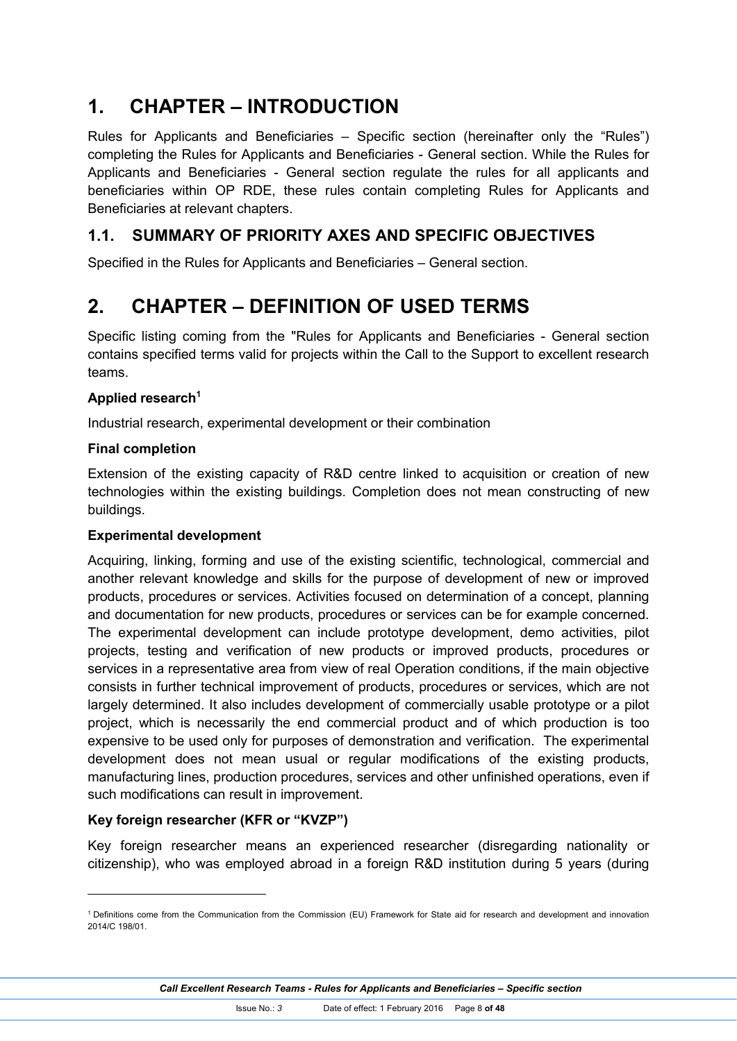# 1. CHAPTER – INTRODUCTION

Rules for Applicants and Beneficiaries – Specific section (hereinafter only the "Rules") completing the Rules for Applicants and Beneficiaries - General section. While the Rules for Applicants and Beneficiaries - General section regulate the rules for all applicants and beneficiaries within OP RDE, these rules contain completing Rules for Applicants and Beneficiaries at relevant chapters.

## 1.1. SUMMARY OF PRIORITY AXES AND SPECIFIC OBJECTIVES

Specified in the Rules for Applicants and Beneficiaries – General section.

# 2. CHAPTER – DEFINITION OF USED TERMS

Specific listing coming from the "Rules for Applicants and Beneficiaries - General section contains specified terms valid for projects within the Call to the Support to excellent research teams.

**Applied research[1]**

Industrial research, experimental development or their combination

**Final completion**

Extension of the existing capacity of R&D centre linked to acquisition or creation of new technologies within the existing buildings. Completion does not mean constructing of new buildings.

**Experimental development**

Acquiring, linking, forming and use of the existing scientific, technological, commercial and another relevant knowledge and skills for the purpose of development of new or improved products, procedures or services. Activities focused on determination of a concept, planning and documentation for new products, procedures or services can be for example concerned. The experimental development can include prototype development, demo activities, pilot projects, testing and verification of new products or improved products, procedures or services in a representative area from view of real Operation conditions, if the main objective consists in further technical improvement of products, procedures or services, which are not largely determined. It also includes development of commercially usable prototype or a pilot project, which is necessarily the end commercial product and of which production is too expensive to be used only for purposes of demonstration and verification. The experimental development does not mean usual or regular modifications of the existing products, manufacturing lines, production procedures, services and other unfinished operations, even if such modifications can result in improvement.

**Key foreign researcher (KFR or "KVZP")**

Key foreign researcher means an experienced researcher (disregarding nationality or citizenship), who was employed abroad in a foreign R&D institution during 5 years (during

---

[1] Definitions come from the Communication from the Commission (EU) Framework for State aid for research and development and innovation 2014/C 198/01.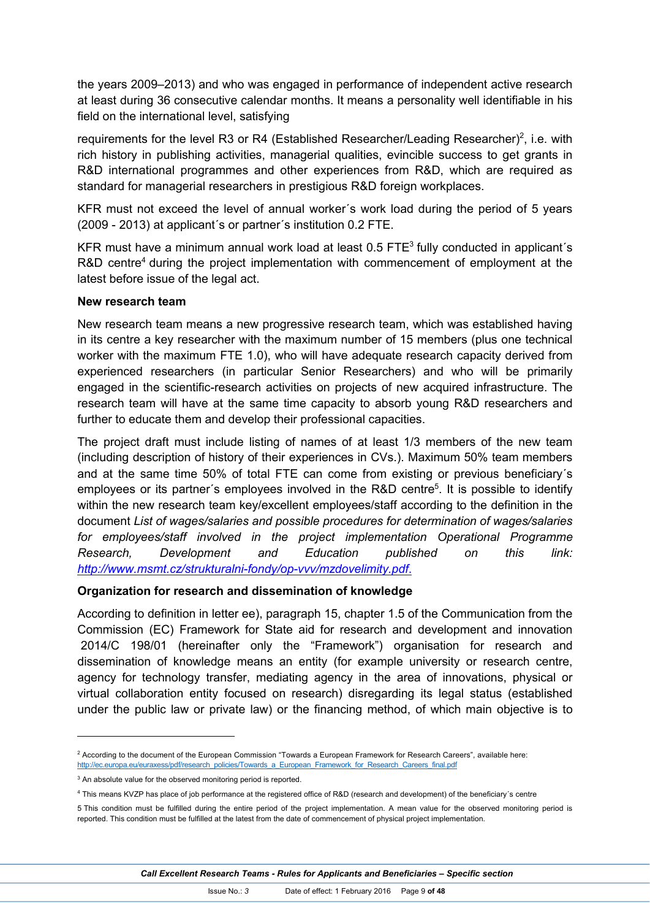the years 2009–2013) and who was engaged in performance of independent active research at least during 36 consecutive calendar months. It means a personality well identifiable in his field on the international level, satisfying

requirements for the level R3 or R4 (Established Researcher/Leading Researcher)[2], i.e. with rich history in publishing activities, managerial qualities, evincible success to get grants in R&D international programmes and other experiences from R&D, which are required as standard for managerial researchers in prestigious R&D foreign workplaces.

KFR must not exceed the level of annual worker´s work load during the period of 5 years (2009 - 2013) at applicant´s or partner´s institution 0.2 FTE.

KFR must have a minimum annual work load at least 0.5 FTE[3] fully conducted in applicant´s R&D centre[4] during the project implementation with commencement of employment at the latest before issue of the legal act.

**New research team**

New research team means a new progressive research team, which was established having in its centre a key researcher with the maximum number of 15 members (plus one technical worker with the maximum FTE 1.0), who will have adequate research capacity derived from experienced researchers (in particular Senior Researchers) and who will be primarily engaged in the scientific-research activities on projects of new acquired infrastructure. The research team will have at the same time capacity to absorb young R&D researchers and further to educate them and develop their professional capacities.

The project draft must include listing of names of at least 1/3 members of the new team (including description of history of their experiences in CVs.). Maximum 50% team members and at the same time 50% of total FTE can come from existing or previous beneficiary´s employees or its partner´s employees involved in the R&D centre[5]. It is possible to identify within the new research team key/excellent employees/staff according to the definition in the document *List of wages/salaries and possible procedures for determination of wages/salaries for employees/staff involved in the project implementation Operational Programme Research, Development and Education published on this link: http://www.msmt.cz/strukturalni-fondy/op-vvv/mzdovelimity.pdf.*

**Organization for research and dissemination of knowledge**

According to definition in letter ee), paragraph 15, chapter 1.5 of the Communication from the Commission (EC) Framework for State aid for research and development and innovation 2014/C 198/01 (hereinafter only the "Framework") organisation for research and dissemination of knowledge means an entity (for example university or research centre, agency for technology transfer, mediating agency in the area of innovations, physical or virtual collaboration entity focused on research) disregarding its legal status (established under the public law or private law) or the financing method, of which main objective is to

---

[2] According to the document of the European Commission "Towards a European Framework for Research Careers", available here: http://ec.europa.eu/euraxess/pdf/research_policies/Towards_a_European_Framework_for_Research_Careers_final.pdf

[3] An absolute value for the observed monitoring period is reported.

[4] This means KVZP has place of job performance at the registered office of R&D (research and development) of the beneficiary´s centre

[5] This condition must be fulfilled during the entire period of the project implementation. A mean value for the observed monitoring period is reported. This condition must be fulfilled at the latest from the date of commencement of physical project implementation.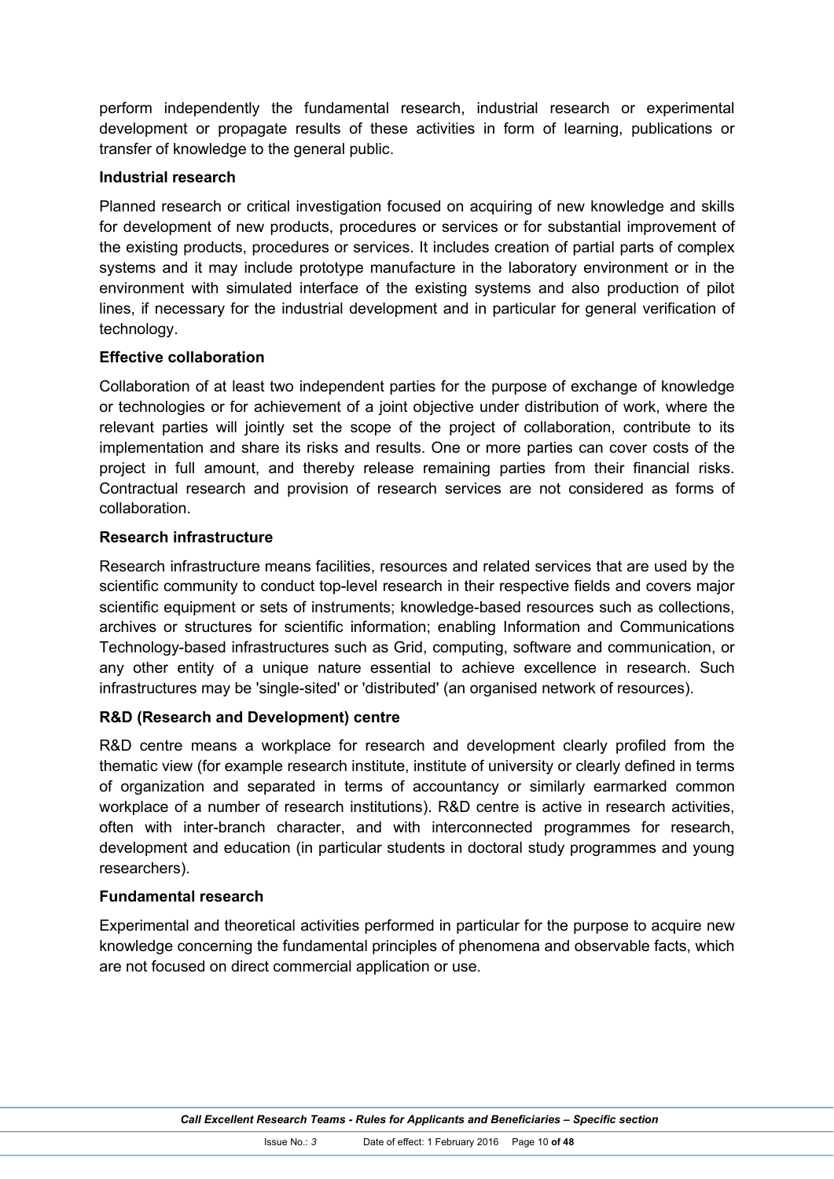perform independently the fundamental research, industrial research or experimental development or propagate results of these activities in form of learning, publications or transfer of knowledge to the general public.

**Industrial research**

Planned research or critical investigation focused on acquiring of new knowledge and skills for development of new products, procedures or services or for substantial improvement of the existing products, procedures or services. It includes creation of partial parts of complex systems and it may include prototype manufacture in the laboratory environment or in the environment with simulated interface of the existing systems and also production of pilot lines, if necessary for the industrial development and in particular for general verification of technology.

**Effective collaboration**

Collaboration of at least two independent parties for the purpose of exchange of knowledge or technologies or for achievement of a joint objective under distribution of work, where the relevant parties will jointly set the scope of the project of collaboration, contribute to its implementation and share its risks and results. One or more parties can cover costs of the project in full amount, and thereby release remaining parties from their financial risks. Contractual research and provision of research services are not considered as forms of collaboration.

**Research infrastructure**

Research infrastructure means facilities, resources and related services that are used by the scientific community to conduct top-level research in their respective fields and covers major scientific equipment or sets of instruments; knowledge-based resources such as collections, archives or structures for scientific information; enabling Information and Communications Technology-based infrastructures such as Grid, computing, software and communication, or any other entity of a unique nature essential to achieve excellence in research. Such infrastructures may be 'single-sited' or 'distributed' (an organised network of resources).

**R&D (Research and Development) centre**

R&D centre means a workplace for research and development clearly profiled from the thematic view (for example research institute, institute of university or clearly defined in terms of organization and separated in terms of accountancy or similarly earmarked common workplace of a number of research institutions). R&D centre is active in research activities, often with inter-branch character, and with interconnected programmes for research, development and education (in particular students in doctoral study programmes and young researchers).

**Fundamental research**

Experimental and theoretical activities performed in particular for the purpose to acquire new knowledge concerning the fundamental principles of phenomena and observable facts, which are not focused on direct commercial application or use.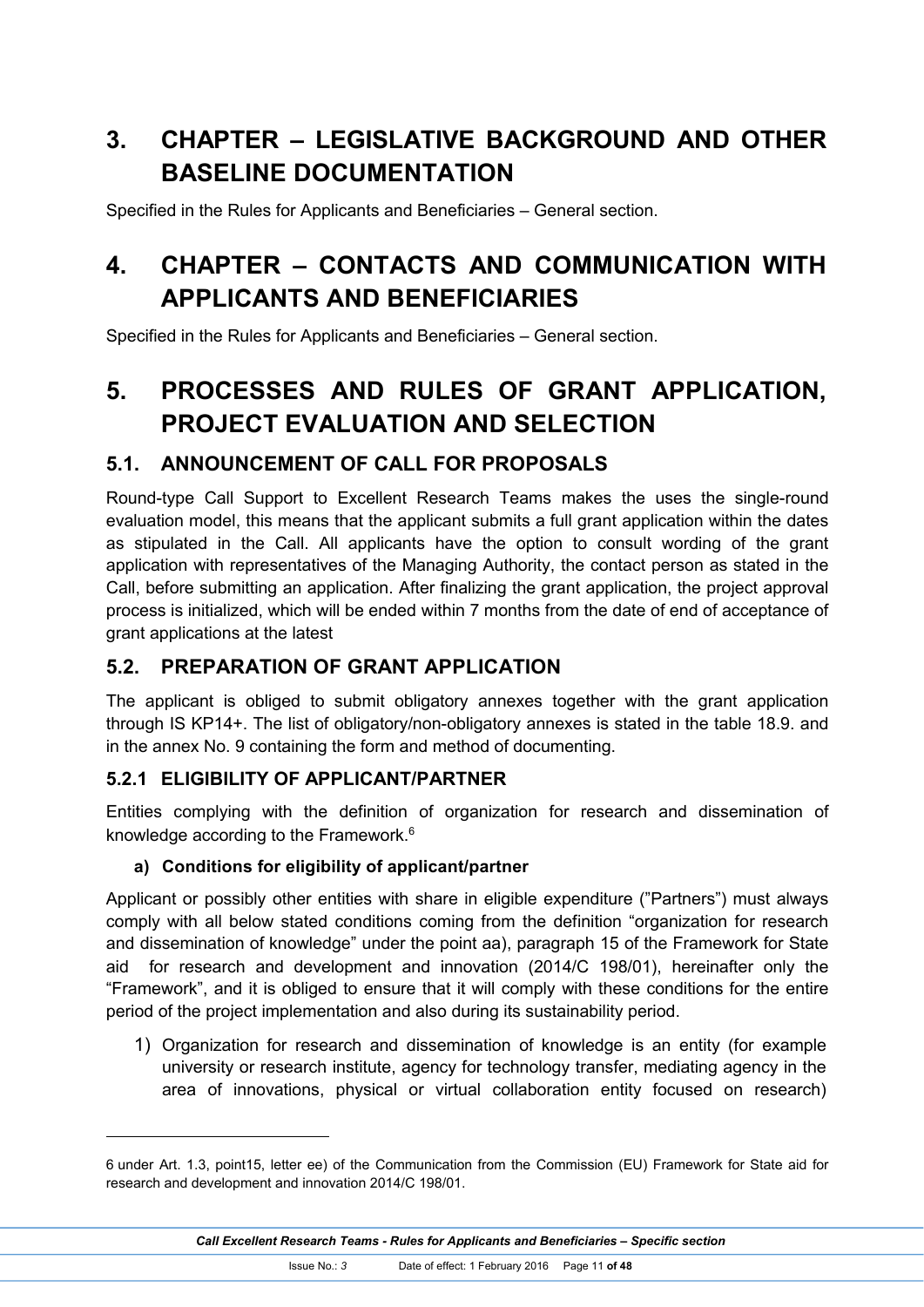# 3. CHAPTER – LEGISLATIVE BACKGROUND AND OTHER BASELINE DOCUMENTATION

Specified in the Rules for Applicants and Beneficiaries – General section.

# 4. CHAPTER – CONTACTS AND COMMUNICATION WITH APPLICANTS AND BENEFICIARIES

Specified in the Rules for Applicants and Beneficiaries – General section.

# 5. PROCESSES AND RULES OF GRANT APPLICATION, PROJECT EVALUATION AND SELECTION

## 5.1. ANNOUNCEMENT OF CALL FOR PROPOSALS

Round-type Call Support to Excellent Research Teams makes the uses the single-round evaluation model, this means that the applicant submits a full grant application within the dates as stipulated in the Call. All applicants have the option to consult wording of the grant application with representatives of the Managing Authority, the contact person as stated in the Call, before submitting an application. After finalizing the grant application, the project approval process is initialized, which will be ended within 7 months from the date of end of acceptance of grant applications at the latest

## 5.2. PREPARATION OF GRANT APPLICATION

The applicant is obliged to submit obligatory annexes together with the grant application through IS KP14+. The list of obligatory/non-obligatory annexes is stated in the table 18.9. and in the annex No. 9 containing the form and method of documenting.

### 5.2.1 ELIGIBILITY OF APPLICANT/PARTNER

Entities complying with the definition of organization for research and dissemination of knowledge according to the Framework.[6]

#### a) Conditions for eligibility of applicant/partner

Applicant or possibly other entities with share in eligible expenditure ("Partners") must always comply with all below stated conditions coming from the definition "organization for research and dissemination of knowledge" under the point aa), paragraph 15 of the Framework for State aid for research and development and innovation (2014/C 198/01), hereinafter only the "Framework", and it is obliged to ensure that it will comply with these conditions for the entire period of the project implementation and also during its sustainability period.

1) Organization for research and dissemination of knowledge is an entity (for example university or research institute, agency for technology transfer, mediating agency in the area of innovations, physical or virtual collaboration entity focused on research)

---

6 under Art. 1.3, point15, letter ee) of the Communication from the Commission (EU) Framework for State aid for research and development and innovation 2014/C 198/01.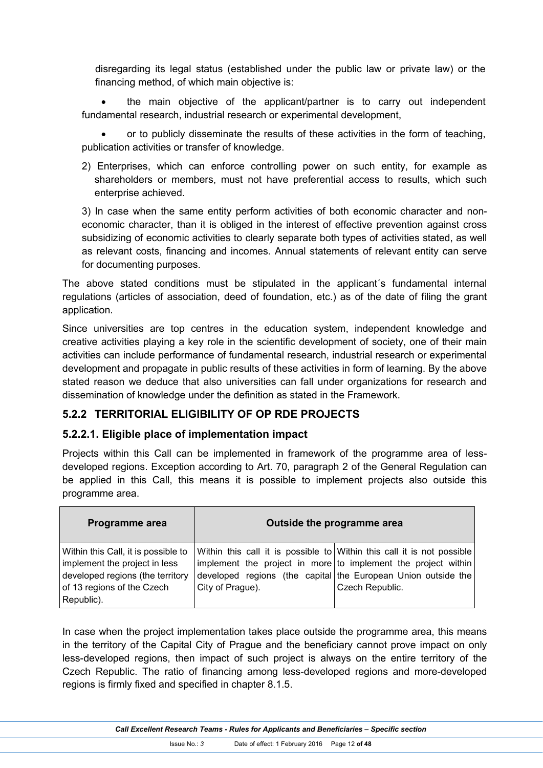disregarding its legal status (established under the public law or private law) or the financing method, of which main objective is:

- the main objective of the applicant/partner is to carry out independent fundamental research, industrial research or experimental development,
- or to publicly disseminate the results of these activities in the form of teaching, publication activities or transfer of knowledge.

2) Enterprises, which can enforce controlling power on such entity, for example as shareholders or members, must not have preferential access to results, which such enterprise achieved.

3) In case when the same entity perform activities of both economic character and non-economic character, than it is obliged in the interest of effective prevention against cross subsidizing of economic activities to clearly separate both types of activities stated, as well as relevant costs, financing and incomes. Annual statements of relevant entity can serve for documenting purposes.

The above stated conditions must be stipulated in the applicant´s fundamental internal regulations (articles of association, deed of foundation, etc.) as of the date of filing the grant application.

Since universities are top centres in the education system, independent knowledge and creative activities playing a key role in the scientific development of society, one of their main activities can include performance of fundamental research, industrial research or experimental development and propagate in public results of these activities in form of learning. By the above stated reason we deduce that also universities can fall under organizations for research and dissemination of knowledge under the definition as stated in the Framework.

## 5.2.2 TERRITORIAL ELIGIBILITY OF OP RDE PROJECTS

### 5.2.2.1. Eligible place of implementation impact

Projects within this Call can be implemented in framework of the programme area of less-developed regions. Exception according to Art. 70, paragraph 2 of the General Regulation can be applied in this Call, this means it is possible to implement projects also outside this programme area.

| Programme area | Outside the programme area | |
|---|---|---|
| Within this Call, it is possible to implement the project in less developed regions (the territory of 13 regions of the Czech Republic). | Within this call it is possible to implement the project in more developed regions (the capital City of Prague). | Within this call it is not possible to implement the project within the European Union outside the Czech Republic. |

In case when the project implementation takes place outside the programme area, this means in the territory of the Capital City of Prague and the beneficiary cannot prove impact on only less-developed regions, then impact of such project is always on the entire territory of the Czech Republic. The ratio of financing among less-developed regions and more-developed regions is firmly fixed and specified in chapter 8.1.5.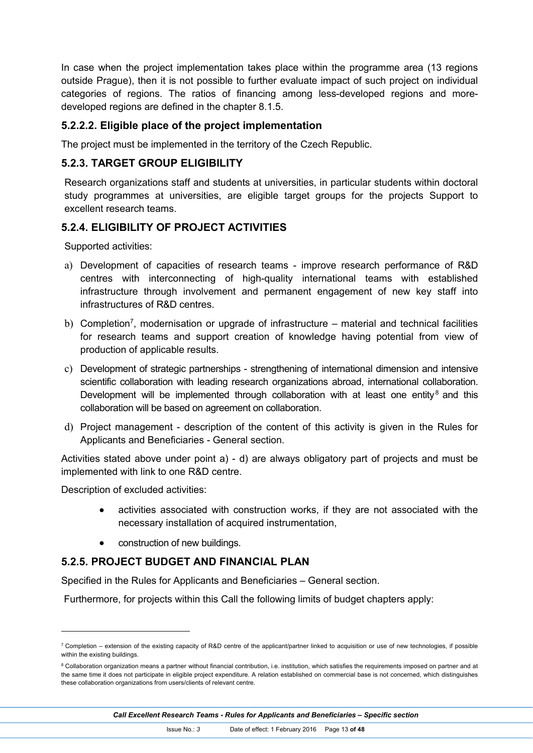In case when the project implementation takes place within the programme area (13 regions outside Prague), then it is not possible to further evaluate impact of such project on individual categories of regions. The ratios of financing among less-developed regions and more-developed regions are defined in the chapter 8.1.5.

#### 5.2.2.2. Eligible place of the project implementation

The project must be implemented in the territory of the Czech Republic.

### 5.2.3. TARGET GROUP ELIGIBILITY

Research organizations staff and students at universities, in particular students within doctoral study programmes at universities, are eligible target groups for the projects Support to excellent research teams.

### 5.2.4. ELIGIBILITY OF PROJECT ACTIVITIES

Supported activities:

a) Development of capacities of research teams - improve research performance of R&D centres with interconnecting of high-quality international teams with established infrastructure through involvement and permanent engagement of new key staff into infrastructures of R&D centres.

b) Completion[7], modernisation or upgrade of infrastructure – material and technical facilities for research teams and support creation of knowledge having potential from view of production of applicable results.

c) Development of strategic partnerships - strengthening of international dimension and intensive scientific collaboration with leading research organizations abroad, international collaboration. Development will be implemented through collaboration with at least one entity[8] and this collaboration will be based on agreement on collaboration.

d) Project management - description of the content of this activity is given in the Rules for Applicants and Beneficiaries - General section.

Activities stated above under point a) - d) are always obligatory part of projects and must be implemented with link to one R&D centre.

Description of excluded activities:

- activities associated with construction works, if they are not associated with the necessary installation of acquired instrumentation,
- construction of new buildings.

### 5.2.5. PROJECT BUDGET AND FINANCIAL PLAN

Specified in the Rules for Applicants and Beneficiaries – General section.

Furthermore, for projects within this Call the following limits of budget chapters apply:

---

[7] Completion – extension of the existing capacity of R&D centre of the applicant/partner linked to acquisition or use of new technologies, if possible within the existing buildings.

[8] Collaboration organization means a partner without financial contribution, i.e. institution, which satisfies the requirements imposed on partner and at the same time it does not participate in eligible project expenditure. A relation established on commercial base is not concerned, which distinguishes these collaboration organizations from users/clients of relevant centre.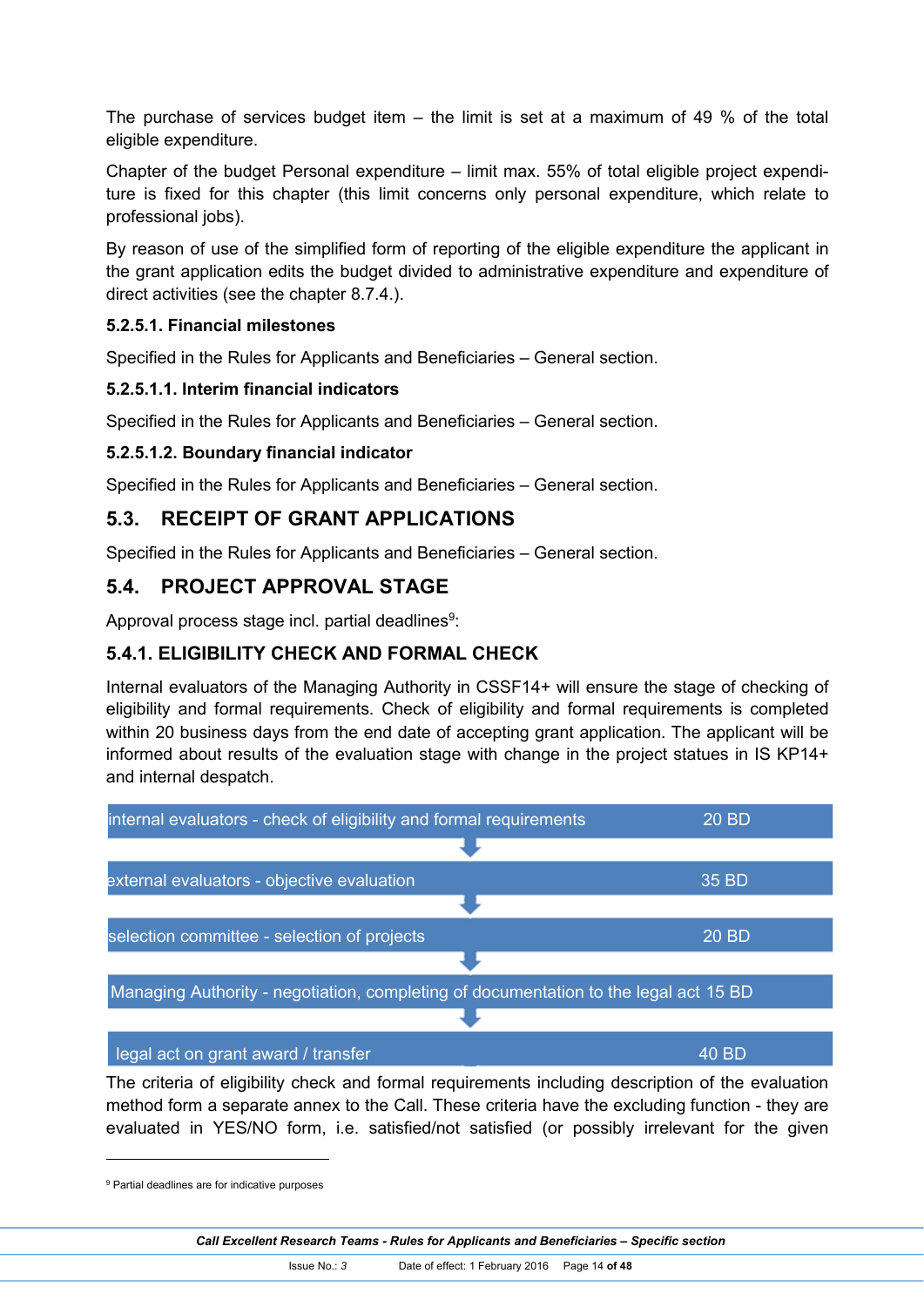The purchase of services budget item – the limit is set at a maximum of 49 % of the total eligible expenditure.

Chapter of the budget Personal expenditure – limit max. 55% of total eligible project expenditure is fixed for this chapter (this limit concerns only personal expenditure, which relate to professional jobs).

By reason of use of the simplified form of reporting of the eligible expenditure the applicant in the grant application edits the budget divided to administrative expenditure and expenditure of direct activities (see the chapter 8.7.4.).

#### 5.2.5.1. Financial milestones

Specified in the Rules for Applicants and Beneficiaries – General section.

#### 5.2.5.1.1. Interim financial indicators

Specified in the Rules for Applicants and Beneficiaries – General section.

#### 5.2.5.1.2. Boundary financial indicator

Specified in the Rules for Applicants and Beneficiaries – General section.

## 5.3. RECEIPT OF GRANT APPLICATIONS

Specified in the Rules for Applicants and Beneficiaries – General section.

## 5.4. PROJECT APPROVAL STAGE

Approval process stage incl. partial deadlines[9]:

### 5.4.1. ELIGIBILITY CHECK AND FORMAL CHECK

Internal evaluators of the Managing Authority in CSSF14+ will ensure the stage of checking of eligibility and formal requirements. Check of eligibility and formal requirements is completed within 20 business days from the end date of accepting grant application. The applicant will be informed about results of the evaluation stage with change in the project statues in IS KP14+ and internal despatch.

| Stage | Deadline |
|---|---|
| internal evaluators - check of eligibility and formal requirements | 20 BD |
| external evaluators - objective evaluation | 35 BD |
| selection committee - selection of projects | 20 BD |
| Managing Authority - negotiation, completing of documentation to the legal act | 15 BD |
| legal act on grant award / transfer | 40 BD |

The criteria of eligibility check and formal requirements including description of the evaluation method form a separate annex to the Call. These criteria have the excluding function - they are evaluated in YES/NO form, i.e. satisfied/not satisfied (or possibly irrelevant for the given

[9] Partial deadlines are for indicative purposes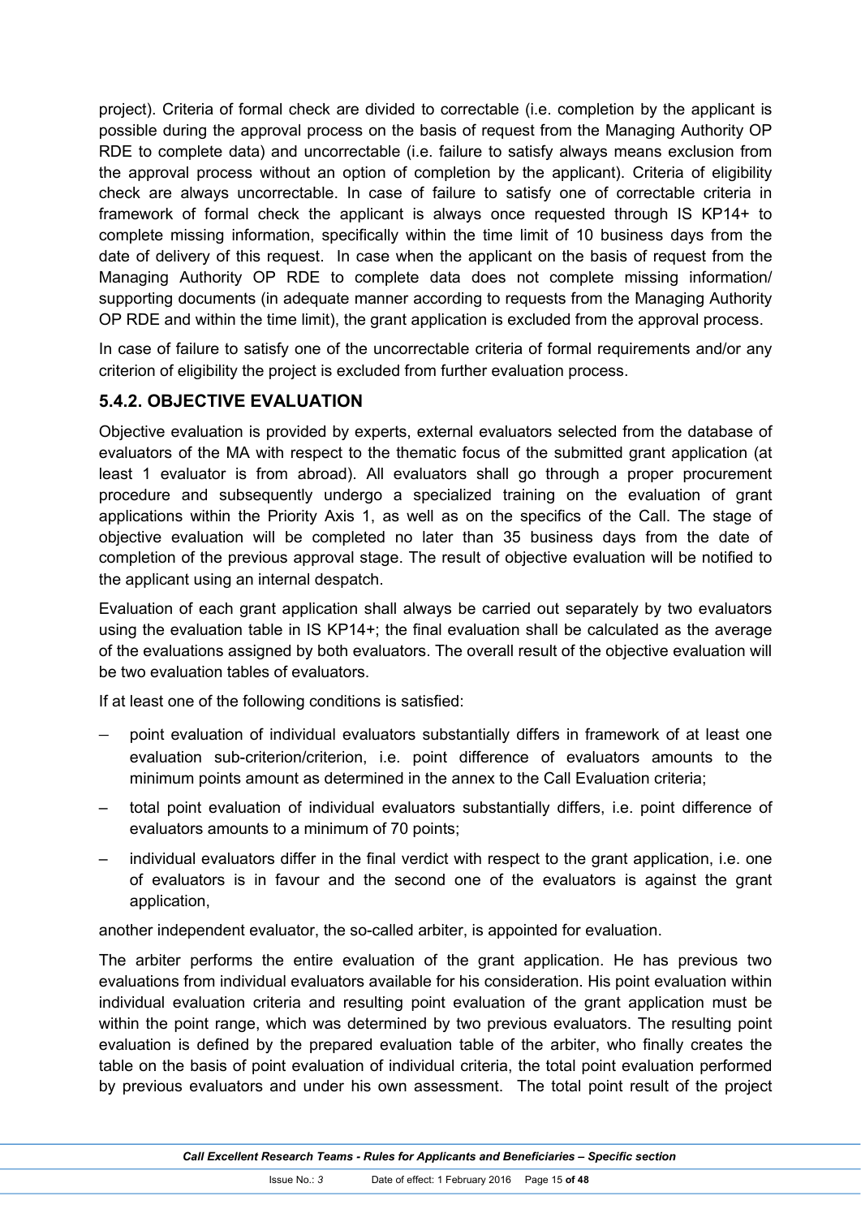project). Criteria of formal check are divided to correctable (i.e. completion by the applicant is possible during the approval process on the basis of request from the Managing Authority OP RDE to complete data) and uncorrectable (i.e. failure to satisfy always means exclusion from the approval process without an option of completion by the applicant). Criteria of eligibility check are always uncorrectable. In case of failure to satisfy one of correctable criteria in framework of formal check the applicant is always once requested through IS KP14+ to complete missing information, specifically within the time limit of 10 business days from the date of delivery of this request. In case when the applicant on the basis of request from the Managing Authority OP RDE to complete data does not complete missing information/ supporting documents (in adequate manner according to requests from the Managing Authority OP RDE and within the time limit), the grant application is excluded from the approval process.

In case of failure to satisfy one of the uncorrectable criteria of formal requirements and/or any criterion of eligibility the project is excluded from further evaluation process.

### 5.4.2. OBJECTIVE EVALUATION

Objective evaluation is provided by experts, external evaluators selected from the database of evaluators of the MA with respect to the thematic focus of the submitted grant application (at least 1 evaluator is from abroad). All evaluators shall go through a proper procurement procedure and subsequently undergo a specialized training on the evaluation of grant applications within the Priority Axis 1, as well as on the specifics of the Call. The stage of objective evaluation will be completed no later than 35 business days from the date of completion of the previous approval stage. The result of objective evaluation will be notified to the applicant using an internal despatch.

Evaluation of each grant application shall always be carried out separately by two evaluators using the evaluation table in IS KP14+; the final evaluation shall be calculated as the average of the evaluations assigned by both evaluators. The overall result of the objective evaluation will be two evaluation tables of evaluators.

If at least one of the following conditions is satisfied:

- point evaluation of individual evaluators substantially differs in framework of at least one evaluation sub-criterion/criterion, i.e. point difference of evaluators amounts to the minimum points amount as determined in the annex to the Call Evaluation criteria;
- total point evaluation of individual evaluators substantially differs, i.e. point difference of evaluators amounts to a minimum of 70 points;
- individual evaluators differ in the final verdict with respect to the grant application, i.e. one of evaluators is in favour and the second one of the evaluators is against the grant application,

another independent evaluator, the so-called arbiter, is appointed for evaluation.

The arbiter performs the entire evaluation of the grant application. He has previous two evaluations from individual evaluators available for his consideration. His point evaluation within individual evaluation criteria and resulting point evaluation of the grant application must be within the point range, which was determined by two previous evaluators. The resulting point evaluation is defined by the prepared evaluation table of the arbiter, who finally creates the table on the basis of point evaluation of individual criteria, the total point evaluation performed by previous evaluators and under his own assessment. The total point result of the project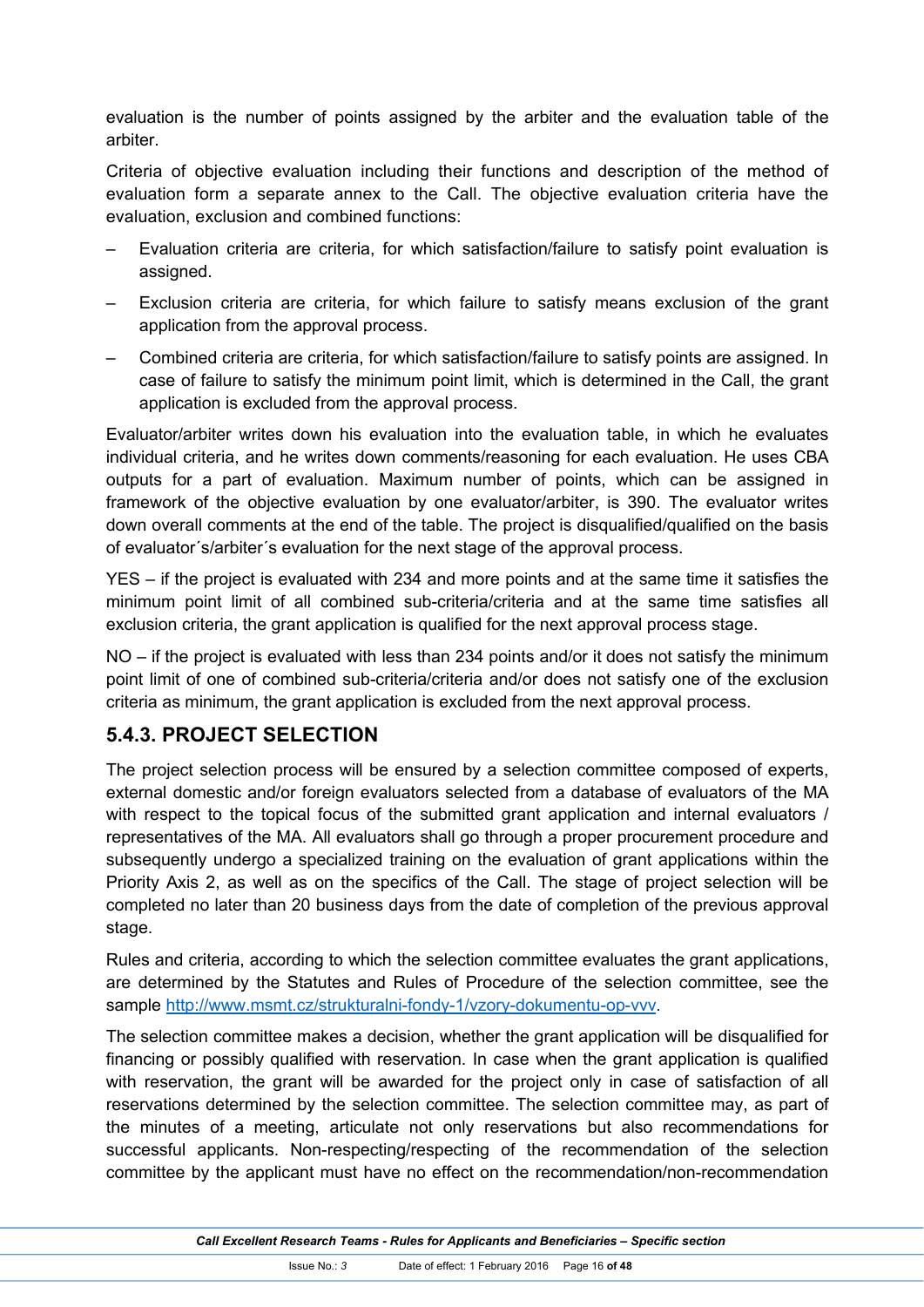evaluation is the number of points assigned by the arbiter and the evaluation table of the arbiter.

Criteria of objective evaluation including their functions and description of the method of evaluation form a separate annex to the Call. The objective evaluation criteria have the evaluation, exclusion and combined functions:

– Evaluation criteria are criteria, for which satisfaction/failure to satisfy point evaluation is assigned.
– Exclusion criteria are criteria, for which failure to satisfy means exclusion of the grant application from the approval process.
– Combined criteria are criteria, for which satisfaction/failure to satisfy points are assigned. In case of failure to satisfy the minimum point limit, which is determined in the Call, the grant application is excluded from the approval process.

Evaluator/arbiter writes down his evaluation into the evaluation table, in which he evaluates individual criteria, and he writes down comments/reasoning for each evaluation. He uses CBA outputs for a part of evaluation. Maximum number of points, which can be assigned in framework of the objective evaluation by one evaluator/arbiter, is 390. The evaluator writes down overall comments at the end of the table. The project is disqualified/qualified on the basis of evaluator´s/arbiter´s evaluation for the next stage of the approval process.

YES – if the project is evaluated with 234 and more points and at the same time it satisfies the minimum point limit of all combined sub-criteria/criteria and at the same time satisfies all exclusion criteria, the grant application is qualified for the next approval process stage.

NO – if the project is evaluated with less than 234 points and/or it does not satisfy the minimum point limit of one of combined sub-criteria/criteria and/or does not satisfy one of the exclusion criteria as minimum, the grant application is excluded from the next approval process.

## 5.4.3. PROJECT SELECTION

The project selection process will be ensured by a selection committee composed of experts, external domestic and/or foreign evaluators selected from a database of evaluators of the MA with respect to the topical focus of the submitted grant application and internal evaluators / representatives of the MA. All evaluators shall go through a proper procurement procedure and subsequently undergo a specialized training on the evaluation of grant applications within the Priority Axis 2, as well as on the specifics of the Call. The stage of project selection will be completed no later than 20 business days from the date of completion of the previous approval stage.

Rules and criteria, according to which the selection committee evaluates the grant applications, are determined by the Statutes and Rules of Procedure of the selection committee, see the sample [http://www.msmt.cz/strukturalni-fondy-1/vzory-dokumentu-op-vvv](http://www.msmt.cz/strukturalni-fondy-1/vzory-dokumentu-op-vvv).

The selection committee makes a decision, whether the grant application will be disqualified for financing or possibly qualified with reservation. In case when the grant application is qualified with reservation, the grant will be awarded for the project only in case of satisfaction of all reservations determined by the selection committee. The selection committee may, as part of the minutes of a meeting, articulate not only reservations but also recommendations for successful applicants. Non-respecting/respecting of the recommendation of the selection committee by the applicant must have no effect on the recommendation/non-recommendation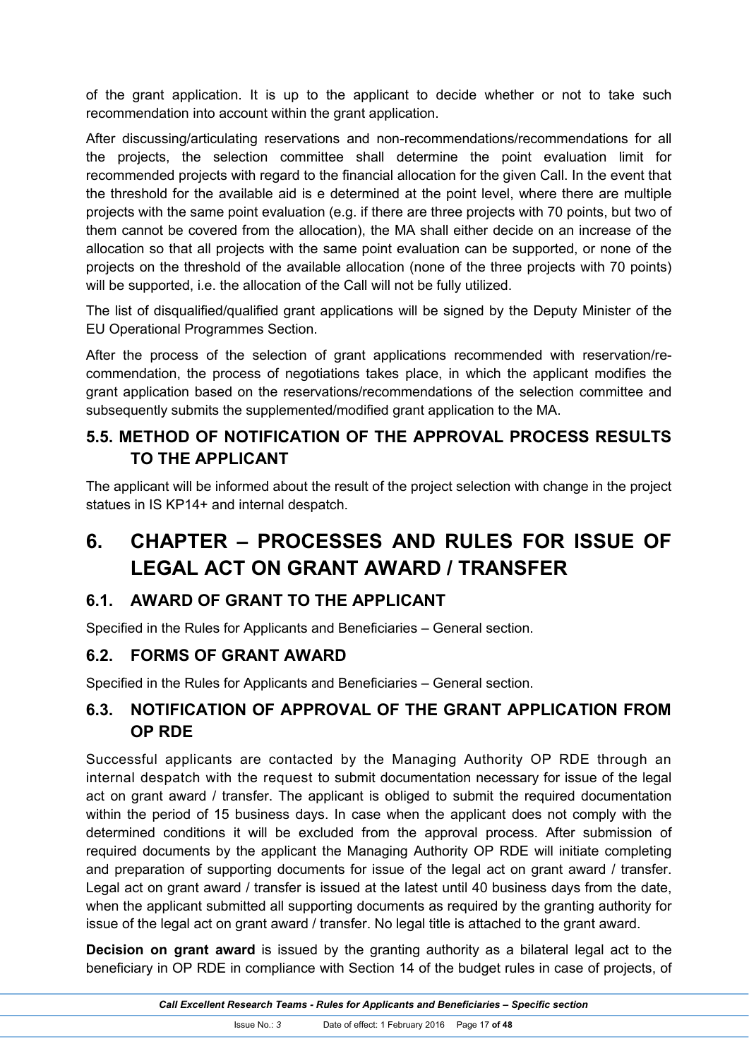of the grant application. It is up to the applicant to decide whether or not to take such recommendation into account within the grant application.

After discussing/articulating reservations and non-recommendations/recommendations for all the projects, the selection committee shall determine the point evaluation limit for recommended projects with regard to the financial allocation for the given Call. In the event that the threshold for the available aid is e determined at the point level, where there are multiple projects with the same point evaluation (e.g. if there are three projects with 70 points, but two of them cannot be covered from the allocation), the MA shall either decide on an increase of the allocation so that all projects with the same point evaluation can be supported, or none of the projects on the threshold of the available allocation (none of the three projects with 70 points) will be supported, i.e. the allocation of the Call will not be fully utilized.

The list of disqualified/qualified grant applications will be signed by the Deputy Minister of the EU Operational Programmes Section.

After the process of the selection of grant applications recommended with reservation/re-commendation, the process of negotiations takes place, in which the applicant modifies the grant application based on the reservations/recommendations of the selection committee and subsequently submits the supplemented/modified grant application to the MA.

## 5.5. METHOD OF NOTIFICATION OF THE APPROVAL PROCESS RESULTS TO THE APPLICANT

The applicant will be informed about the result of the project selection with change in the project statues in IS KP14+ and internal despatch.

# 6. CHAPTER – PROCESSES AND RULES FOR ISSUE OF LEGAL ACT ON GRANT AWARD / TRANSFER

## 6.1. AWARD OF GRANT TO THE APPLICANT

Specified in the Rules for Applicants and Beneficiaries – General section.

## 6.2. FORMS OF GRANT AWARD

Specified in the Rules for Applicants and Beneficiaries – General section.

## 6.3. NOTIFICATION OF APPROVAL OF THE GRANT APPLICATION FROM OP RDE

Successful applicants are contacted by the Managing Authority OP RDE through an internal despatch with the request to submit documentation necessary for issue of the legal act on grant award / transfer. The applicant is obliged to submit the required documentation within the period of 15 business days. In case when the applicant does not comply with the determined conditions it will be excluded from the approval process. After submission of required documents by the applicant the Managing Authority OP RDE will initiate completing and preparation of supporting documents for issue of the legal act on grant award / transfer. Legal act on grant award / transfer is issued at the latest until 40 business days from the date, when the applicant submitted all supporting documents as required by the granting authority for issue of the legal act on grant award / transfer. No legal title is attached to the grant award.

**Decision on grant award** is issued by the granting authority as a bilateral legal act to the beneficiary in OP RDE in compliance with Section 14 of the budget rules in case of projects, of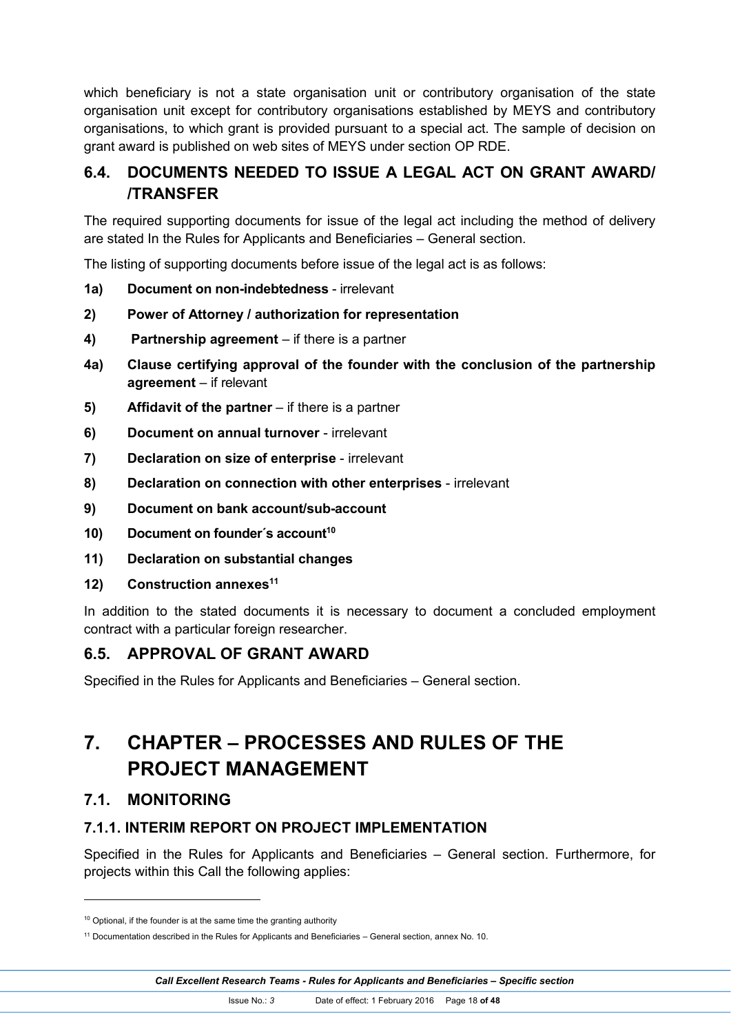which beneficiary is not a state organisation unit or contributory organisation of the state organisation unit except for contributory organisations established by MEYS and contributory organisations, to which grant is provided pursuant to a special act. The sample of decision on grant award is published on web sites of MEYS under section OP RDE.

## 6.4. DOCUMENTS NEEDED TO ISSUE A LEGAL ACT ON GRANT AWARD/ /TRANSFER

The required supporting documents for issue of the legal act including the method of delivery are stated In the Rules for Applicants and Beneficiaries – General section.

The listing of supporting documents before issue of the legal act is as follows:

**1a)** **Document on non-indebtedness** - irrelevant

**2)** **Power of Attorney / authorization for representation**

**4)** **Partnership agreement** – if there is a partner

**4a)** **Clause certifying approval of the founder with the conclusion of the partnership agreement** – if relevant

**5)** **Affidavit of the partner** – if there is a partner

**6)** **Document on annual turnover** - irrelevant

**7)** **Declaration on size of enterprise** - irrelevant

**8)** **Declaration on connection with other enterprises** - irrelevant

**9)** **Document on bank account/sub-account**

**10)** **Document on founder´s account**[10]

**11)** **Declaration on substantial changes**

**12)** **Construction annexes**[11]

In addition to the stated documents it is necessary to document a concluded employment contract with a particular foreign researcher.

## 6.5. APPROVAL OF GRANT AWARD

Specified in the Rules for Applicants and Beneficiaries – General section.

# 7. CHAPTER – PROCESSES AND RULES OF THE PROJECT MANAGEMENT

## 7.1. MONITORING

### 7.1.1. INTERIM REPORT ON PROJECT IMPLEMENTATION

Specified in the Rules for Applicants and Beneficiaries – General section. Furthermore, for projects within this Call the following applies:

---

[10] Optional, if the founder is at the same time the granting authority

[11] Documentation described in the Rules for Applicants and Beneficiaries – General section, annex No. 10.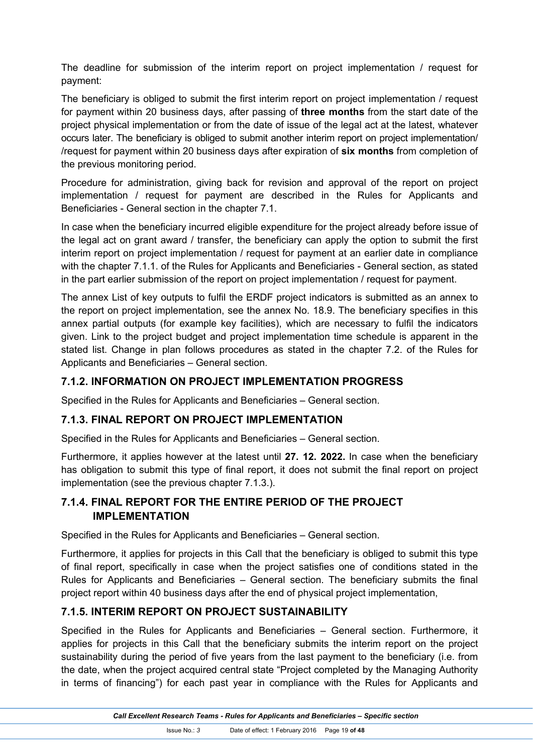The deadline for submission of the interim report on project implementation / request for payment:

The beneficiary is obliged to submit the first interim report on project implementation / request for payment within 20 business days, after passing of **three months** from the start date of the project physical implementation or from the date of issue of the legal act at the latest, whatever occurs later. The beneficiary is obliged to submit another interim report on project implementation/ /request for payment within 20 business days after expiration of **six months** from completion of the previous monitoring period.

Procedure for administration, giving back for revision and approval of the report on project implementation / request for payment are described in the Rules for Applicants and Beneficiaries - General section in the chapter 7.1.

In case when the beneficiary incurred eligible expenditure for the project already before issue of the legal act on grant award / transfer, the beneficiary can apply the option to submit the first interim report on project implementation / request for payment at an earlier date in compliance with the chapter 7.1.1. of the Rules for Applicants and Beneficiaries - General section, as stated in the part earlier submission of the report on project implementation / request for payment.

The annex List of key outputs to fulfil the ERDF project indicators is submitted as an annex to the report on project implementation, see the annex No. 18.9. The beneficiary specifies in this annex partial outputs (for example key facilities), which are necessary to fulfil the indicators given. Link to the project budget and project implementation time schedule is apparent in the stated list. Change in plan follows procedures as stated in the chapter 7.2. of the Rules for Applicants and Beneficiaries – General section.

### 7.1.2. INFORMATION ON PROJECT IMPLEMENTATION PROGRESS

Specified in the Rules for Applicants and Beneficiaries – General section.

### 7.1.3. FINAL REPORT ON PROJECT IMPLEMENTATION

Specified in the Rules for Applicants and Beneficiaries – General section.

Furthermore, it applies however at the latest until **27. 12. 2022.** In case when the beneficiary has obligation to submit this type of final report, it does not submit the final report on project implementation (see the previous chapter 7.1.3.).

### 7.1.4. FINAL REPORT FOR THE ENTIRE PERIOD OF THE PROJECT IMPLEMENTATION

Specified in the Rules for Applicants and Beneficiaries – General section.

Furthermore, it applies for projects in this Call that the beneficiary is obliged to submit this type of final report, specifically in case when the project satisfies one of conditions stated in the Rules for Applicants and Beneficiaries – General section. The beneficiary submits the final project report within 40 business days after the end of physical project implementation,

### 7.1.5. INTERIM REPORT ON PROJECT SUSTAINABILITY

Specified in the Rules for Applicants and Beneficiaries – General section. Furthermore, it applies for projects in this Call that the beneficiary submits the interim report on the project sustainability during the period of five years from the last payment to the beneficiary (i.e. from the date, when the project acquired central state "Project completed by the Managing Authority in terms of financing") for each past year in compliance with the Rules for Applicants and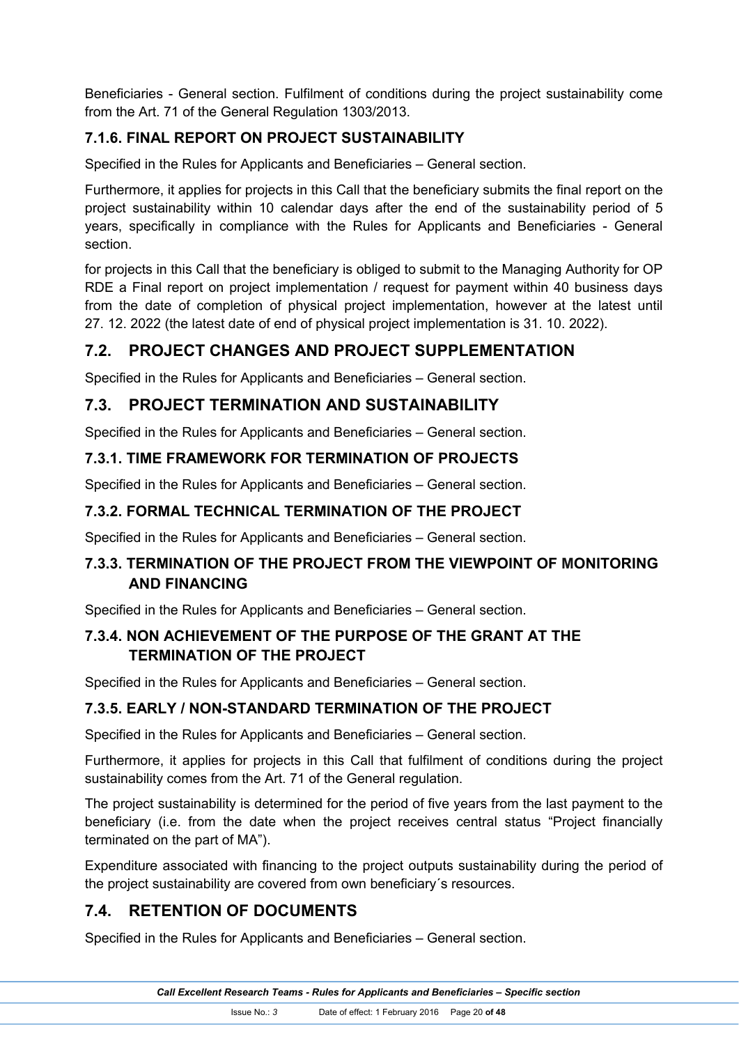Beneficiaries - General section. Fulfilment of conditions during the project sustainability come from the Art. 71 of the General Regulation 1303/2013.

### 7.1.6. FINAL REPORT ON PROJECT SUSTAINABILITY

Specified in the Rules for Applicants and Beneficiaries – General section.

Furthermore, it applies for projects in this Call that the beneficiary submits the final report on the project sustainability within 10 calendar days after the end of the sustainability period of 5 years, specifically in compliance with the Rules for Applicants and Beneficiaries - General section.

for projects in this Call that the beneficiary is obliged to submit to the Managing Authority for OP RDE a Final report on project implementation / request for payment within 40 business days from the date of completion of physical project implementation, however at the latest until 27. 12. 2022 (the latest date of end of physical project implementation is 31. 10. 2022).

## 7.2. PROJECT CHANGES AND PROJECT SUPPLEMENTATION

Specified in the Rules for Applicants and Beneficiaries – General section.

## 7.3. PROJECT TERMINATION AND SUSTAINABILITY

Specified in the Rules for Applicants and Beneficiaries – General section.

### 7.3.1. TIME FRAMEWORK FOR TERMINATION OF PROJECTS

Specified in the Rules for Applicants and Beneficiaries – General section.

### 7.3.2. FORMAL TECHNICAL TERMINATION OF THE PROJECT

Specified in the Rules for Applicants and Beneficiaries – General section.

### 7.3.3. TERMINATION OF THE PROJECT FROM THE VIEWPOINT OF MONITORING AND FINANCING

Specified in the Rules for Applicants and Beneficiaries – General section.

### 7.3.4. NON ACHIEVEMENT OF THE PURPOSE OF THE GRANT AT THE TERMINATION OF THE PROJECT

Specified in the Rules for Applicants and Beneficiaries – General section.

### 7.3.5. EARLY / NON-STANDARD TERMINATION OF THE PROJECT

Specified in the Rules for Applicants and Beneficiaries – General section.

Furthermore, it applies for projects in this Call that fulfilment of conditions during the project sustainability comes from the Art. 71 of the General regulation.

The project sustainability is determined for the period of five years from the last payment to the beneficiary (i.e. from the date when the project receives central status "Project financially terminated on the part of MA").

Expenditure associated with financing to the project outputs sustainability during the period of the project sustainability are covered from own beneficiary´s resources.

## 7.4. RETENTION OF DOCUMENTS

Specified in the Rules for Applicants and Beneficiaries – General section.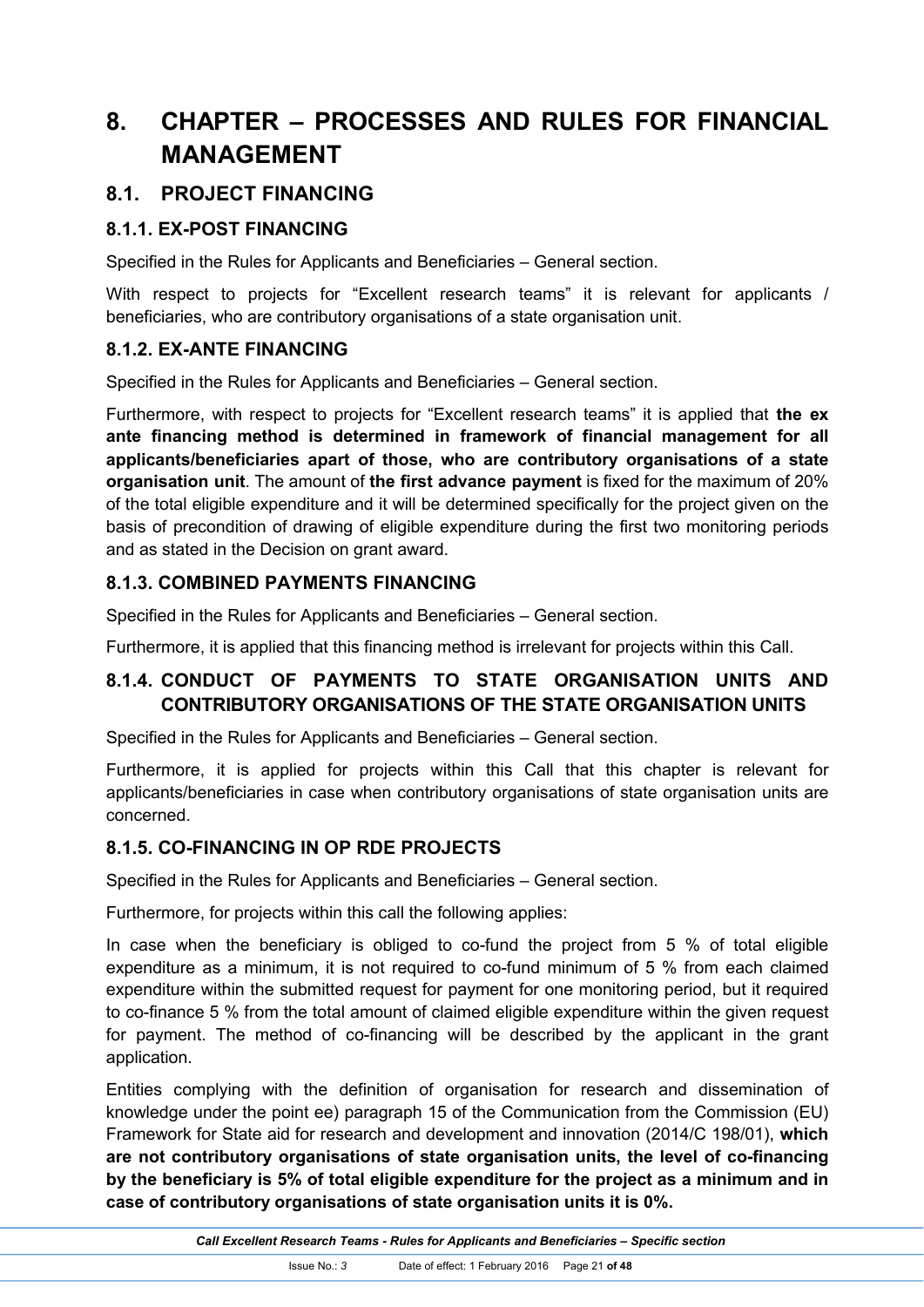# 8. CHAPTER – PROCESSES AND RULES FOR FINANCIAL MANAGEMENT

## 8.1. PROJECT FINANCING

### 8.1.1. EX-POST FINANCING

Specified in the Rules for Applicants and Beneficiaries – General section.

With respect to projects for "Excellent research teams" it is relevant for applicants / beneficiaries, who are contributory organisations of a state organisation unit.

### 8.1.2. EX-ANTE FINANCING

Specified in the Rules for Applicants and Beneficiaries – General section.

Furthermore, with respect to projects for "Excellent research teams" it is applied that **the ex ante financing method is determined in framework of financial management for all applicants/beneficiaries apart of those, who are contributory organisations of a state organisation unit**. The amount of **the first advance payment** is fixed for the maximum of 20% of the total eligible expenditure and it will be determined specifically for the project given on the basis of precondition of drawing of eligible expenditure during the first two monitoring periods and as stated in the Decision on grant award.

### 8.1.3. COMBINED PAYMENTS FINANCING

Specified in the Rules for Applicants and Beneficiaries – General section.

Furthermore, it is applied that this financing method is irrelevant for projects within this Call.

### 8.1.4. CONDUCT OF PAYMENTS TO STATE ORGANISATION UNITS AND CONTRIBUTORY ORGANISATIONS OF THE STATE ORGANISATION UNITS

Specified in the Rules for Applicants and Beneficiaries – General section.

Furthermore, it is applied for projects within this Call that this chapter is relevant for applicants/beneficiaries in case when contributory organisations of state organisation units are concerned.

### 8.1.5. CO-FINANCING IN OP RDE PROJECTS

Specified in the Rules for Applicants and Beneficiaries – General section.

Furthermore, for projects within this call the following applies:

In case when the beneficiary is obliged to co-fund the project from 5 % of total eligible expenditure as a minimum, it is not required to co-fund minimum of 5 % from each claimed expenditure within the submitted request for payment for one monitoring period, but it required to co-finance 5 % from the total amount of claimed eligible expenditure within the given request for payment. The method of co-financing will be described by the applicant in the grant application.

Entities complying with the definition of organisation for research and dissemination of knowledge under the point ee) paragraph 15 of the Communication from the Commission (EU) Framework for State aid for research and development and innovation (2014/C 198/01), **which are not contributory organisations of state organisation units, the level of co-financing by the beneficiary is 5% of total eligible expenditure for the project as a minimum and in case of contributory organisations of state organisation units it is 0%.**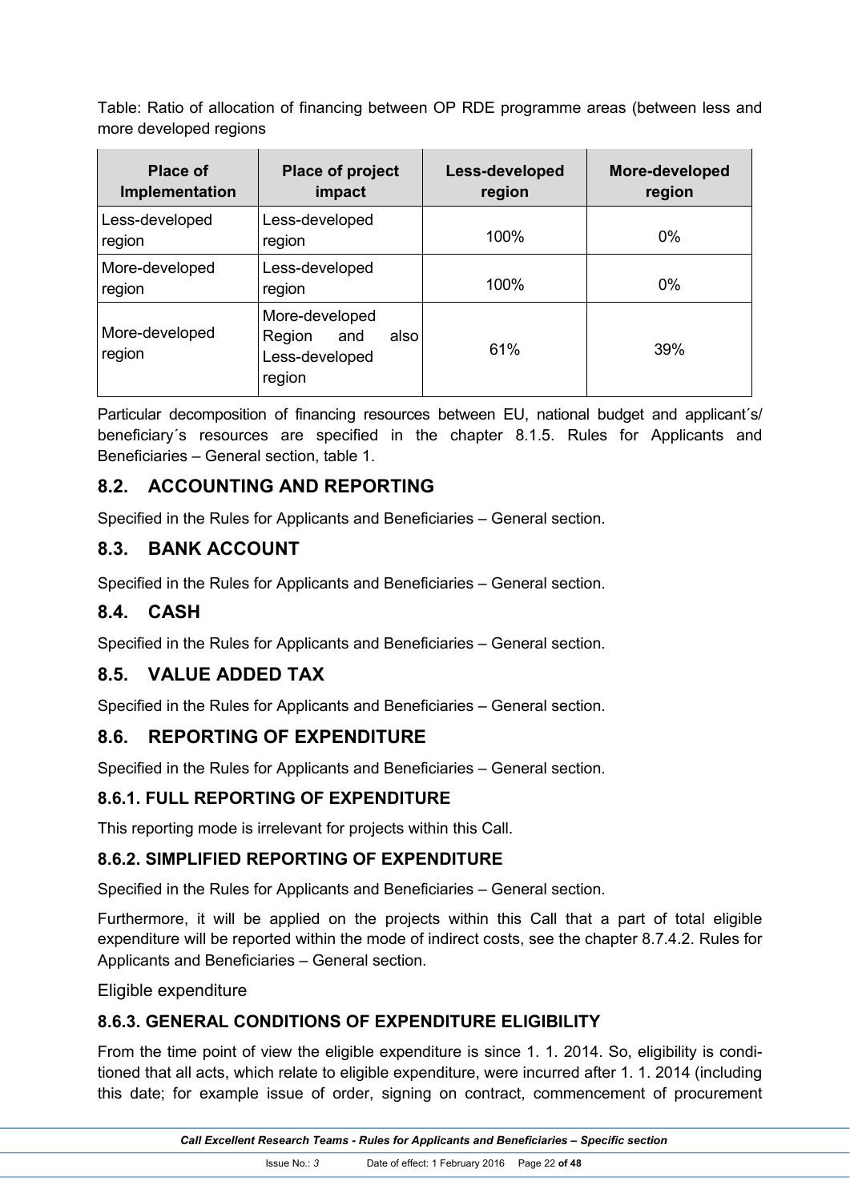Table: Ratio of allocation of financing between OP RDE programme areas (between less and more developed regions

| Place of Implementation | Place of project impact | Less-developed region | More-developed region |
|---|---|---|---|
| Less-developed region | Less-developed region | 100% | 0% |
| More-developed region | Less-developed region | 100% | 0% |
| More-developed region | More-developed Region and also Less-developed region | 61% | 39% |

Particular decomposition of financing resources between EU, national budget and applicant´s/ beneficiary´s resources are specified in the chapter 8.1.5. Rules for Applicants and Beneficiaries – General section, table 1.

## 8.2. ACCOUNTING AND REPORTING

Specified in the Rules for Applicants and Beneficiaries – General section.

## 8.3. BANK ACCOUNT

Specified in the Rules for Applicants and Beneficiaries – General section.

## 8.4. CASH

Specified in the Rules for Applicants and Beneficiaries – General section.

## 8.5. VALUE ADDED TAX

Specified in the Rules for Applicants and Beneficiaries – General section.

## 8.6. REPORTING OF EXPENDITURE

Specified in the Rules for Applicants and Beneficiaries – General section.

### 8.6.1. FULL REPORTING OF EXPENDITURE

This reporting mode is irrelevant for projects within this Call.

### 8.6.2. SIMPLIFIED REPORTING OF EXPENDITURE

Specified in the Rules for Applicants and Beneficiaries – General section.

Furthermore, it will be applied on the projects within this Call that a part of total eligible expenditure will be reported within the mode of indirect costs, see the chapter 8.7.4.2. Rules for Applicants and Beneficiaries – General section.

Eligible expenditure

### 8.6.3. GENERAL CONDITIONS OF EXPENDITURE ELIGIBILITY

From the time point of view the eligible expenditure is since 1. 1. 2014. So, eligibility is conditioned that all acts, which relate to eligible expenditure, were incurred after 1. 1. 2014 (including this date; for example issue of order, signing on contract, commencement of procurement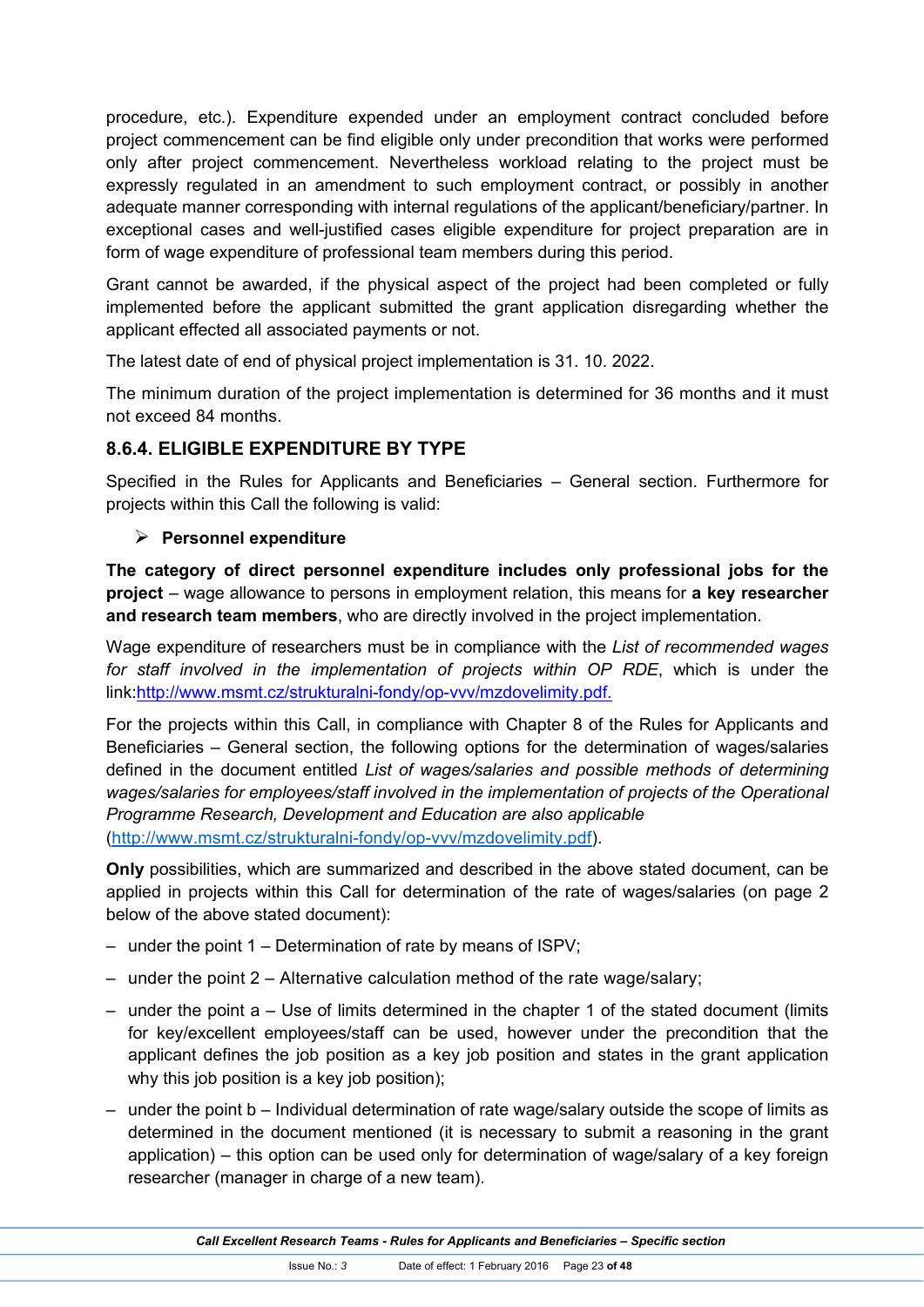procedure, etc.). Expenditure expended under an employment contract concluded before project commencement can be find eligible only under precondition that works were performed only after project commencement. Nevertheless workload relating to the project must be expressly regulated in an amendment to such employment contract, or possibly in another adequate manner corresponding with internal regulations of the applicant/beneficiary/partner. In exceptional cases and well-justified cases eligible expenditure for project preparation are in form of wage expenditure of professional team members during this period.

Grant cannot be awarded, if the physical aspect of the project had been completed or fully implemented before the applicant submitted the grant application disregarding whether the applicant effected all associated payments or not.

The latest date of end of physical project implementation is 31. 10. 2022.

The minimum duration of the project implementation is determined for 36 months and it must not exceed 84 months.

### 8.6.4. ELIGIBLE EXPENDITURE BY TYPE

Specified in the Rules for Applicants and Beneficiaries – General section. Furthermore for projects within this Call the following is valid:

- **Personnel expenditure**

**The category of direct personnel expenditure includes only professional jobs for the project** – wage allowance to persons in employment relation, this means for **a key researcher and research team members**, who are directly involved in the project implementation.

Wage expenditure of researchers must be in compliance with the *List of recommended wages for staff involved in the implementation of projects within OP RDE*, which is under the link:http://www.msmt.cz/strukturalni-fondy/op-vvv/mzdovelimity.pdf.

For the projects within this Call, in compliance with Chapter 8 of the Rules for Applicants and Beneficiaries – General section, the following options for the determination of wages/salaries defined in the document entitled *List of wages/salaries and possible methods of determining wages/salaries for employees/staff involved in the implementation of projects of the Operational Programme Research, Development and Education are also applicable* (http://www.msmt.cz/strukturalni-fondy/op-vvv/mzdovelimity.pdf).

**Only** possibilities, which are summarized and described in the above stated document, can be applied in projects within this Call for determination of the rate of wages/salaries (on page 2 below of the above stated document):

- under the point 1 – Determination of rate by means of ISPV;
- under the point 2 – Alternative calculation method of the rate wage/salary;
- under the point a – Use of limits determined in the chapter 1 of the stated document (limits for key/excellent employees/staff can be used, however under the precondition that the applicant defines the job position as a key job position and states in the grant application why this job position is a key job position);
- under the point b – Individual determination of rate wage/salary outside the scope of limits as determined in the document mentioned (it is necessary to submit a reasoning in the grant application) – this option can be used only for determination of wage/salary of a key foreign researcher (manager in charge of a new team).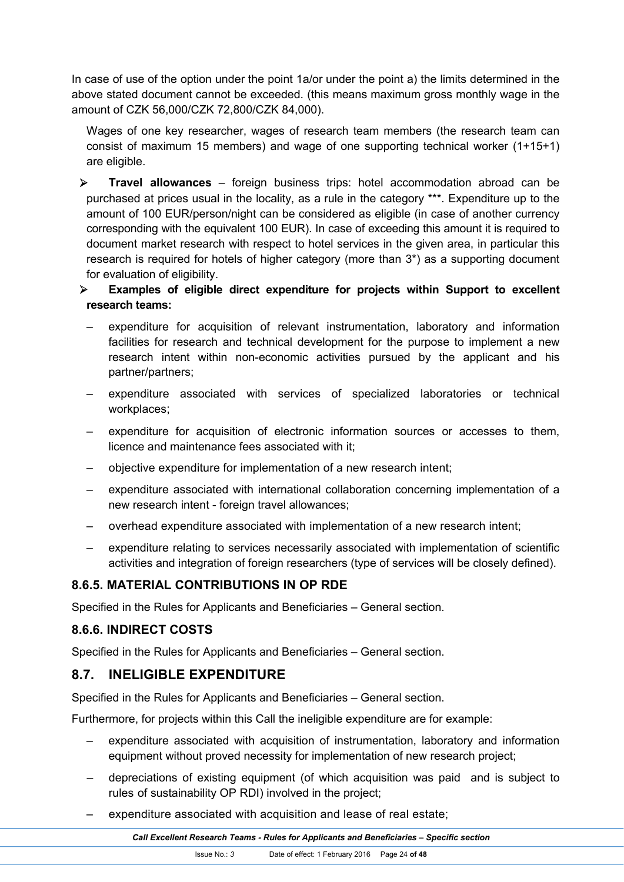In case of use of the option under the point 1a/or under the point a) the limits determined in the above stated document cannot be exceeded. (this means maximum gross monthly wage in the amount of CZK 56,000/CZK 72,800/CZK 84,000).

Wages of one key researcher, wages of research team members (the research team can consist of maximum 15 members) and wage of one supporting technical worker (1+15+1) are eligible.

- **Travel allowances** – foreign business trips: hotel accommodation abroad can be purchased at prices usual in the locality, as a rule in the category ***. Expenditure up to the amount of 100 EUR/person/night can be considered as eligible (in case of another currency corresponding with the equivalent 100 EUR). In case of exceeding this amount it is required to document market research with respect to hotel services in the given area, in particular this research is required for hotels of higher category (more than 3*) as a supporting document for evaluation of eligibility.
- **Examples of eligible direct expenditure for projects within Support to excellent research teams:**
  - expenditure for acquisition of relevant instrumentation, laboratory and information facilities for research and technical development for the purpose to implement a new research intent within non-economic activities pursued by the applicant and his partner/partners;
  - expenditure associated with services of specialized laboratories or technical workplaces;
  - expenditure for acquisition of electronic information sources or accesses to them, licence and maintenance fees associated with it;
  - objective expenditure for implementation of a new research intent;
  - expenditure associated with international collaboration concerning implementation of a new research intent - foreign travel allowances;
  - overhead expenditure associated with implementation of a new research intent;
  - expenditure relating to services necessarily associated with implementation of scientific activities and integration of foreign researchers (type of services will be closely defined).

### 8.6.5. MATERIAL CONTRIBUTIONS IN OP RDE

Specified in the Rules for Applicants and Beneficiaries – General section.

### 8.6.6. INDIRECT COSTS

Specified in the Rules for Applicants and Beneficiaries – General section.

## 8.7. INELIGIBLE EXPENDITURE

Specified in the Rules for Applicants and Beneficiaries – General section.

Furthermore, for projects within this Call the ineligible expenditure are for example:

- expenditure associated with acquisition of instrumentation, laboratory and information equipment without proved necessity for implementation of new research project;
- depreciations of existing equipment (of which acquisition was paid and is subject to rules of sustainability OP RDI) involved in the project;
- expenditure associated with acquisition and lease of real estate;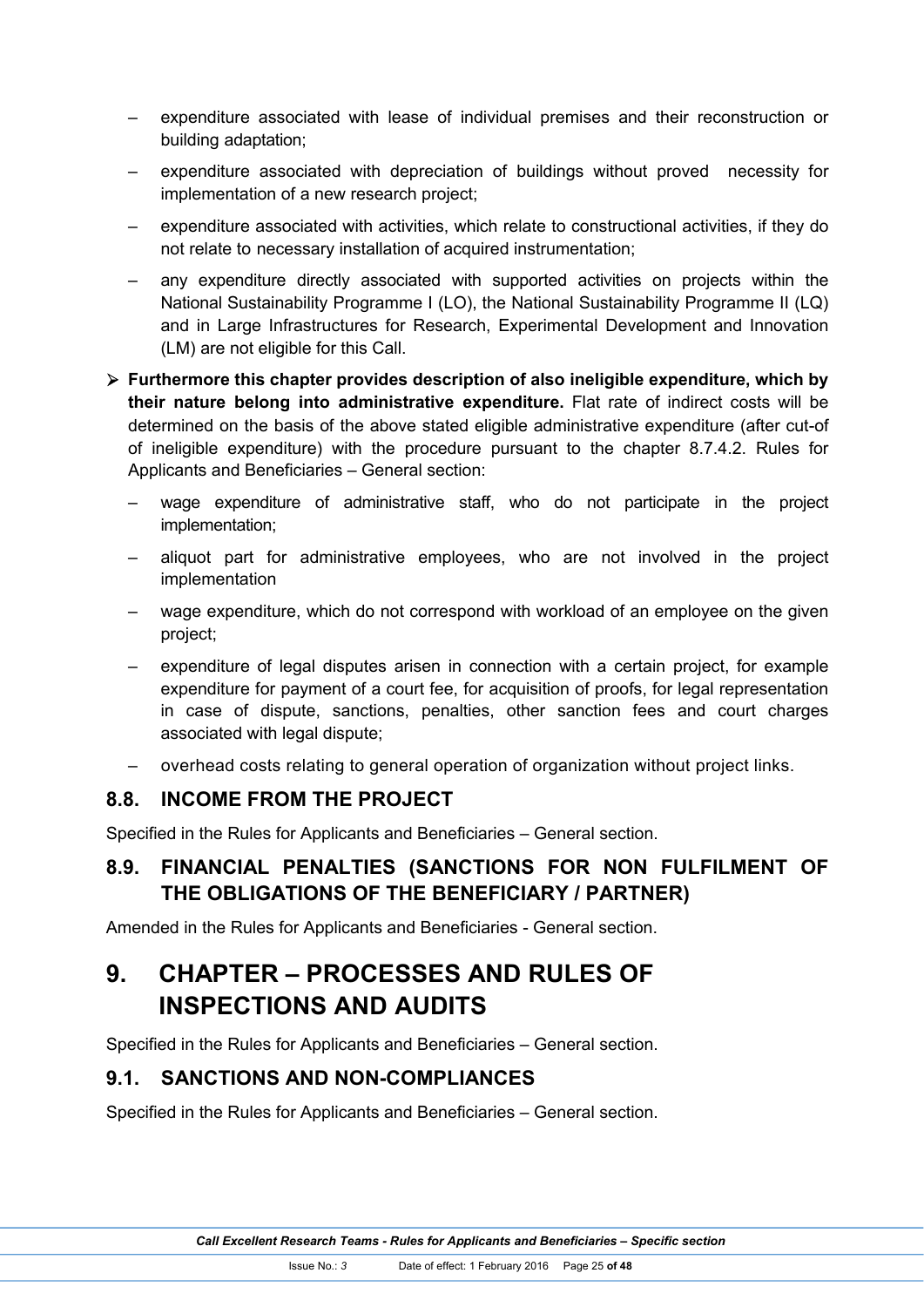- expenditure associated with lease of individual premises and their reconstruction or building adaptation;
- expenditure associated with depreciation of buildings without proved necessity for implementation of a new research project;
- expenditure associated with activities, which relate to constructional activities, if they do not relate to necessary installation of acquired instrumentation;
- any expenditure directly associated with supported activities on projects within the National Sustainability Programme I (LO), the National Sustainability Programme II (LQ) and in Large Infrastructures for Research, Experimental Development and Innovation (LM) are not eligible for this Call.

➢ **Furthermore this chapter provides description of also ineligible expenditure, which by their nature belong into administrative expenditure.** Flat rate of indirect costs will be determined on the basis of the above stated eligible administrative expenditure (after cut-of of ineligible expenditure) with the procedure pursuant to the chapter 8.7.4.2. Rules for Applicants and Beneficiaries – General section:

  - wage expenditure of administrative staff, who do not participate in the project implementation;
  - aliquot part for administrative employees, who are not involved in the project implementation
  - wage expenditure, which do not correspond with workload of an employee on the given project;
  - expenditure of legal disputes arisen in connection with a certain project, for example expenditure for payment of a court fee, for acquisition of proofs, for legal representation in case of dispute, sanctions, penalties, other sanction fees and court charges associated with legal dispute;
  - overhead costs relating to general operation of organization without project links.

## 8.8. INCOME FROM THE PROJECT

Specified in the Rules for Applicants and Beneficiaries – General section.

## 8.9. FINANCIAL PENALTIES (SANCTIONS FOR NON FULFILMENT OF THE OBLIGATIONS OF THE BENEFICIARY / PARTNER)

Amended in the Rules for Applicants and Beneficiaries - General section.

# 9. CHAPTER – PROCESSES AND RULES OF INSPECTIONS AND AUDITS

Specified in the Rules for Applicants and Beneficiaries – General section.

## 9.1. SANCTIONS AND NON-COMPLIANCES

Specified in the Rules for Applicants and Beneficiaries – General section.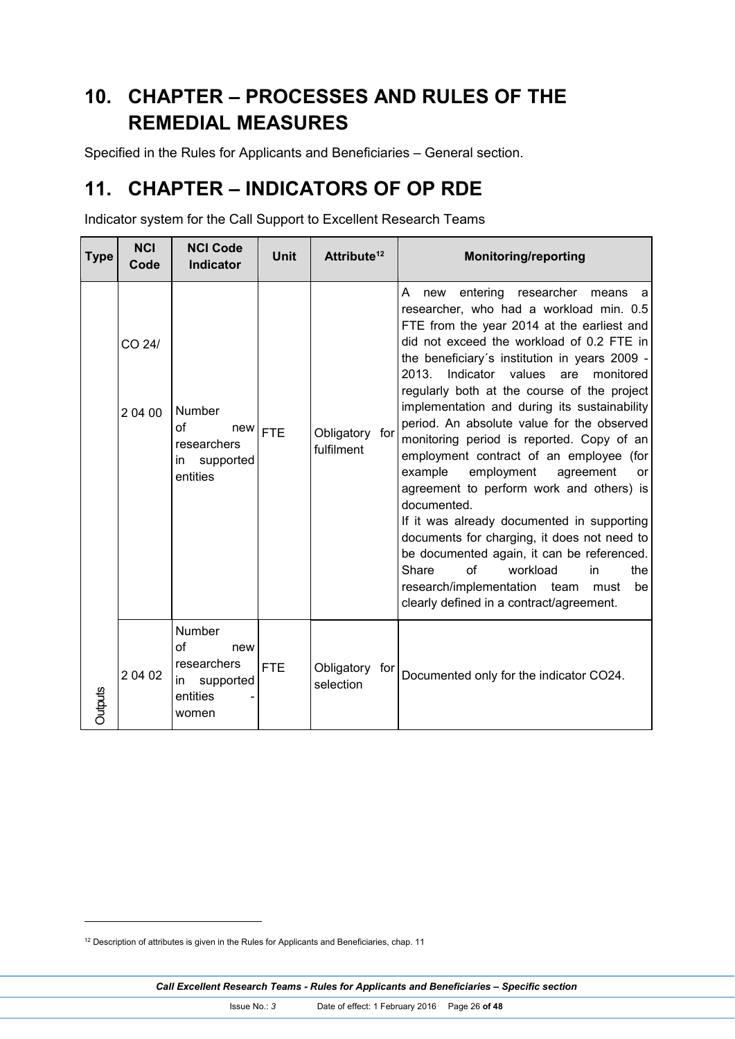# 10. CHAPTER – PROCESSES AND RULES OF THE REMEDIAL MEASURES

Specified in the Rules for Applicants and Beneficiaries – General section.

# 11. CHAPTER – INDICATORS OF OP RDE

Indicator system for the Call Support to Excellent Research Teams

| Type | NCI Code | NCI Code Indicator | Unit | Attribute[12] | Monitoring/reporting |
|---|---|---|---|---|---|
| Outputs | CO 24/ 2 04 00 | Number of new researchers in supported entities | FTE | Obligatory for fulfilment | A new entering researcher means a researcher, who had a workload min. 0.5 FTE from the year 2014 at the earliest and did not exceed the workload of 0.2 FTE in the beneficiary´s institution in years 2009 - 2013. Indicator values are monitored regularly both at the course of the project implementation and during its sustainability period. An absolute value for the observed monitoring period is reported. Copy of an employment contract of an employee (for example employment agreement or agreement to perform work and others) is documented. If it was already documented in supporting documents for charging, it does not need to be documented again, it can be referenced. Share of workload in the research/implementation team must be clearly defined in a contract/agreement. |
| | 2 04 02 | Number of new researchers in supported entities - women | FTE | Obligatory for selection | Documented only for the indicator CO24. |

[12] Description of attributes is given in the Rules for Applicants and Beneficiaries, chap. 11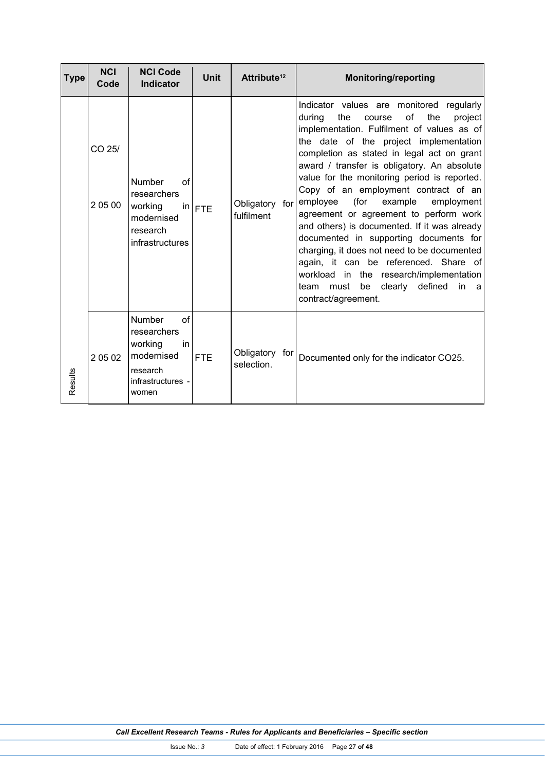| Type | NCI Code | NCI Code Indicator | Unit | Attribute[12] | Monitoring/reporting |
|---|---|---|---|---|---|
| Results | CO 25/<br>2 05 00 | Number of researchers working in modernised research infrastructures | FTE | Obligatory for fulfilment | Indicator values are monitored regularly during the course of the project implementation. Fulfilment of values as of the date of the project implementation completion as stated in legal act on grant award / transfer is obligatory. An absolute value for the monitoring period is reported. Copy of an employment contract of an employee (for example employment agreement or agreement to perform work and others) is documented. If it was already documented in supporting documents for charging, it does not need to be documented again, it can be referenced. Share of workload in the research/implementation team must be clearly defined in a contract/agreement. |
| | 2 05 02 | Number of researchers working in modernised research infrastructures - women | FTE | Obligatory for selection. | Documented only for the indicator CO25. |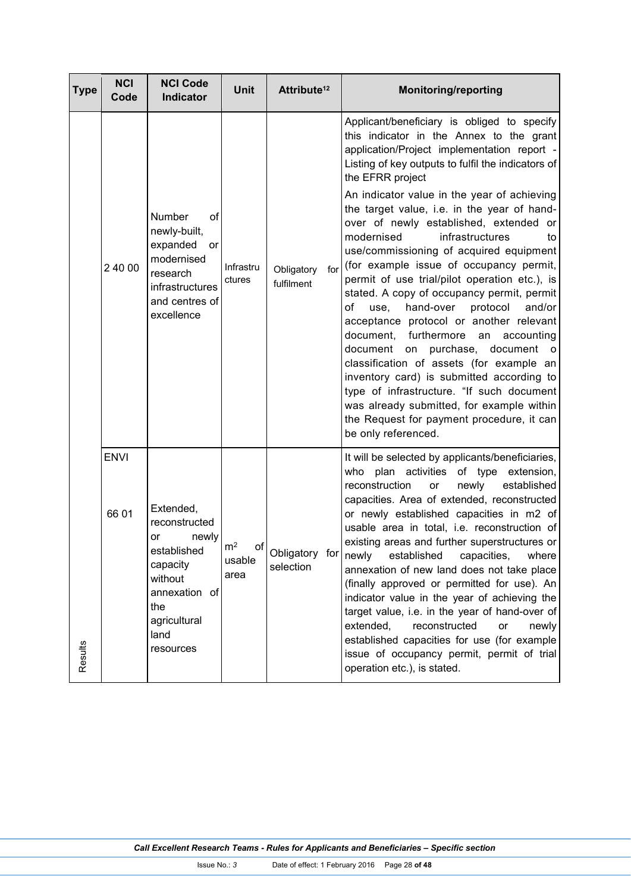| Type | NCI Code | NCI Code Indicator | Unit | Attribute[12] | Monitoring/reporting |
|---|---|---|---|---|---|
| Results | 2 40 00 | Number of newly-built, expanded or modernised research infrastructures and centres of excellence | Infrastructures | Obligatory for fulfilment | Applicant/beneficiary is obliged to specify this indicator in the Annex to the grant application/Project implementation report - Listing of key outputs to fulfil the indicators of the EFRR project<br><br>An indicator value in the year of achieving the target value, i.e. in the year of hand-over of newly established, extended or modernised infrastructures to use/commissioning of acquired equipment (for example issue of occupancy permit, permit of use trial/pilot operation etc.), is stated. A copy of occupancy permit, permit of use, hand-over protocol and/or acceptance protocol or another relevant document, furthermore an accounting document on purchase, document o classification of assets (for example an inventory card) is submitted according to type of infrastructure. "If such document was already submitted, for example within the Request for payment procedure, it can be only referenced. |
| | ENVI 66 01 | Extended, reconstructed or newly established capacity without annexation of the agricultural land resources | $m^2$ of usable area | Obligatory for selection | It will be selected by applicants/beneficiaries, who plan activities of type extension, reconstruction or newly established capacities. Area of extended, reconstructed or newly established capacities in m2 of usable area in total, i.e. reconstruction of existing areas and further superstructures or newly established capacities, where annexation of new land does not take place (finally approved or permitted for use). An indicator value in the year of achieving the target value, i.e. in the year of hand-over of extended, reconstructed or newly established capacities for use (for example issue of occupancy permit, permit of trial operation etc.), is stated. |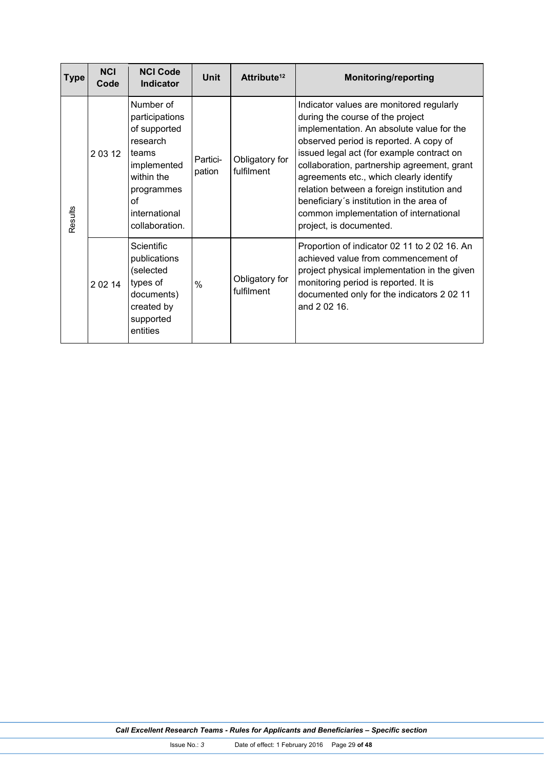| Type | NCI Code | NCI Code Indicator | Unit | Attribute[12] | Monitoring/reporting |
|---|---|---|---|---|---|
| Results | 2 03 12 | Number of participations of supported research teams implemented within the programmes of international collaboration. | Partici-pation | Obligatory for fulfilment | Indicator values are monitored regularly during the course of the project implementation. An absolute value for the observed period is reported. A copy of issued legal act (for example contract on collaboration, partnership agreement, grant agreements etc., which clearly identify relation between a foreign institution and beneficiary´s institution in the area of common implementation of international project, is documented. |
| | 2 02 14 | Scientific publications (selected types of documents) created by supported entities | % | Obligatory for fulfilment | Proportion of indicator 02 11 to 2 02 16. An achieved value from commencement of project physical implementation in the given monitoring period is reported. It is documented only for the indicators 2 02 11 and 2 02 16. |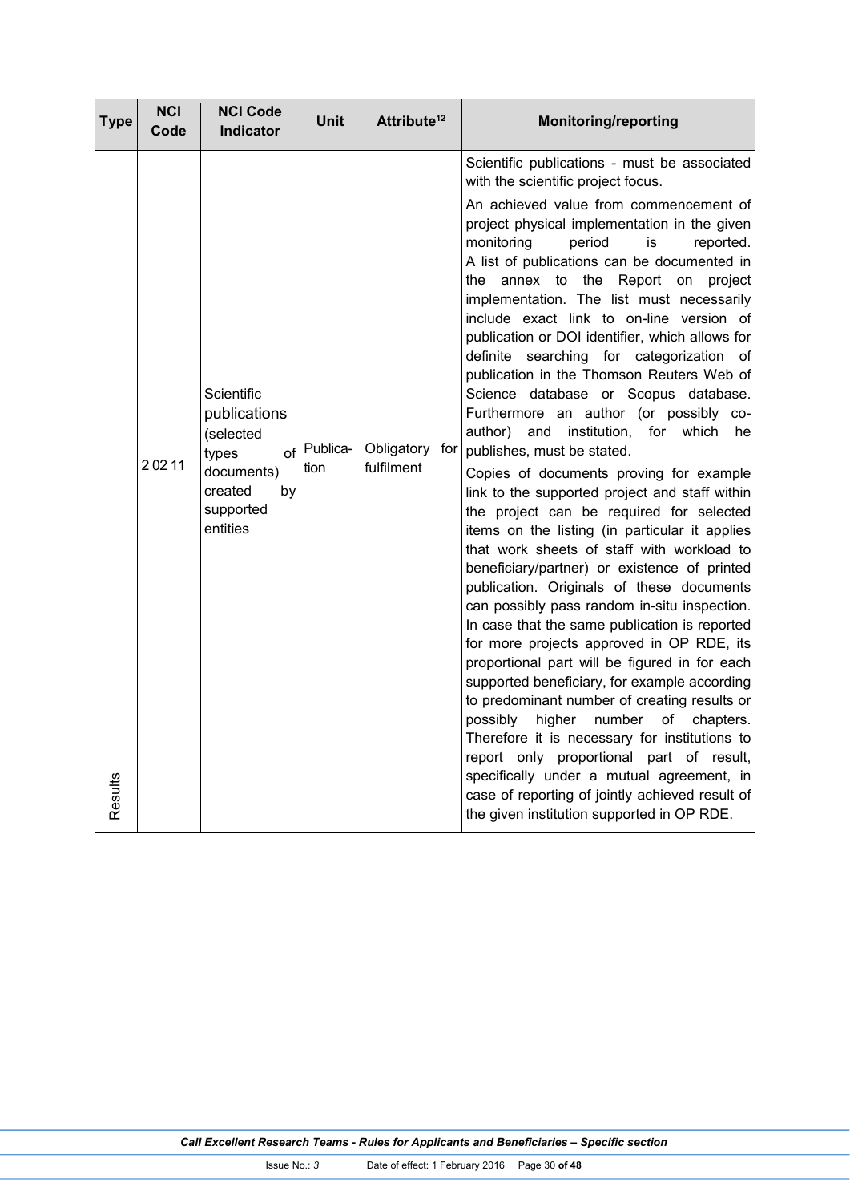| Type | NCI Code | NCI Code Indicator | Unit | Attribute[12] | Monitoring/reporting |
|---|---|---|---|---|---|
| Results | 2 02 11 | Scientific publications (selected types of documents) created by supported entities | Publication | Obligatory for fulfilment | Scientific publications - must be associated with the scientific project focus.<br><br>An achieved value from commencement of project physical implementation in the given monitoring period is reported. A list of publications can be documented in the annex to the Report on project implementation. The list must necessarily include exact link to on-line version of publication or DOI identifier, which allows for definite searching for categorization of publication in the Thomson Reuters Web of Science database or Scopus database. Furthermore an author (or possibly co-author) and institution, for which he publishes, must be stated.<br><br>Copies of documents proving for example link to the supported project and staff within the project can be required for selected items on the listing (in particular it applies that work sheets of staff with workload to beneficiary/partner) or existence of printed publication. Originals of these documents can possibly pass random in-situ inspection. In case that the same publication is reported for more projects approved in OP RDE, its proportional part will be figured in for each supported beneficiary, for example according to predominant number of creating results or possibly higher number of chapters. Therefore it is necessary for institutions to report only proportional part of result, specifically under a mutual agreement, in case of reporting of jointly achieved result of the given institution supported in OP RDE. |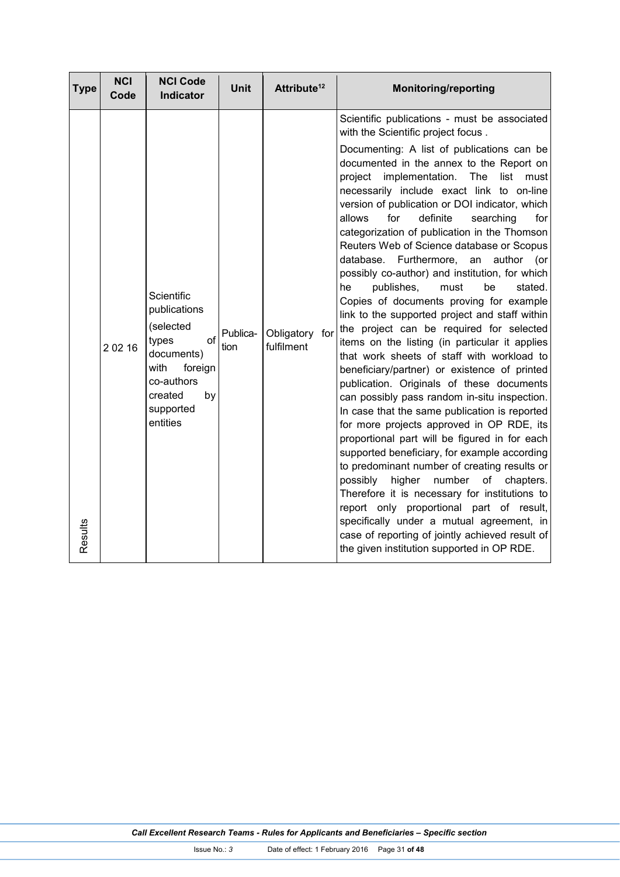| Type | NCI Code | NCI Code Indicator | Unit | Attribute[12] | Monitoring/reporting |
|---|---|---|---|---|---|
| Results | 2 02 16 | Scientific publications (selected types of documents) with foreign co-authors created by supported entities | Publica-tion | Obligatory for fulfilment | Scientific publications - must be associated with the Scientific project focus . Documenting: A list of publications can be documented in the annex to the Report on project implementation. The list must necessarily include exact link to on-line version of publication or DOI indicator, which allows for definite searching for categorization of publication in the Thomson Reuters Web of Science database or Scopus database. Furthermore, an author (or possibly co-author) and institution, for which he publishes, must be stated. Copies of documents proving for example link to the supported project and staff within the project can be required for selected items on the listing (in particular it applies that work sheets of staff with workload to beneficiary/partner) or existence of printed publication. Originals of these documents can possibly pass random in-situ inspection. In case that the same publication is reported for more projects approved in OP RDE, its proportional part will be figured in for each supported beneficiary, for example according to predominant number of creating results or possibly higher number of chapters. Therefore it is necessary for institutions to report only proportional part of result, specifically under a mutual agreement, in case of reporting of jointly achieved result of the given institution supported in OP RDE. |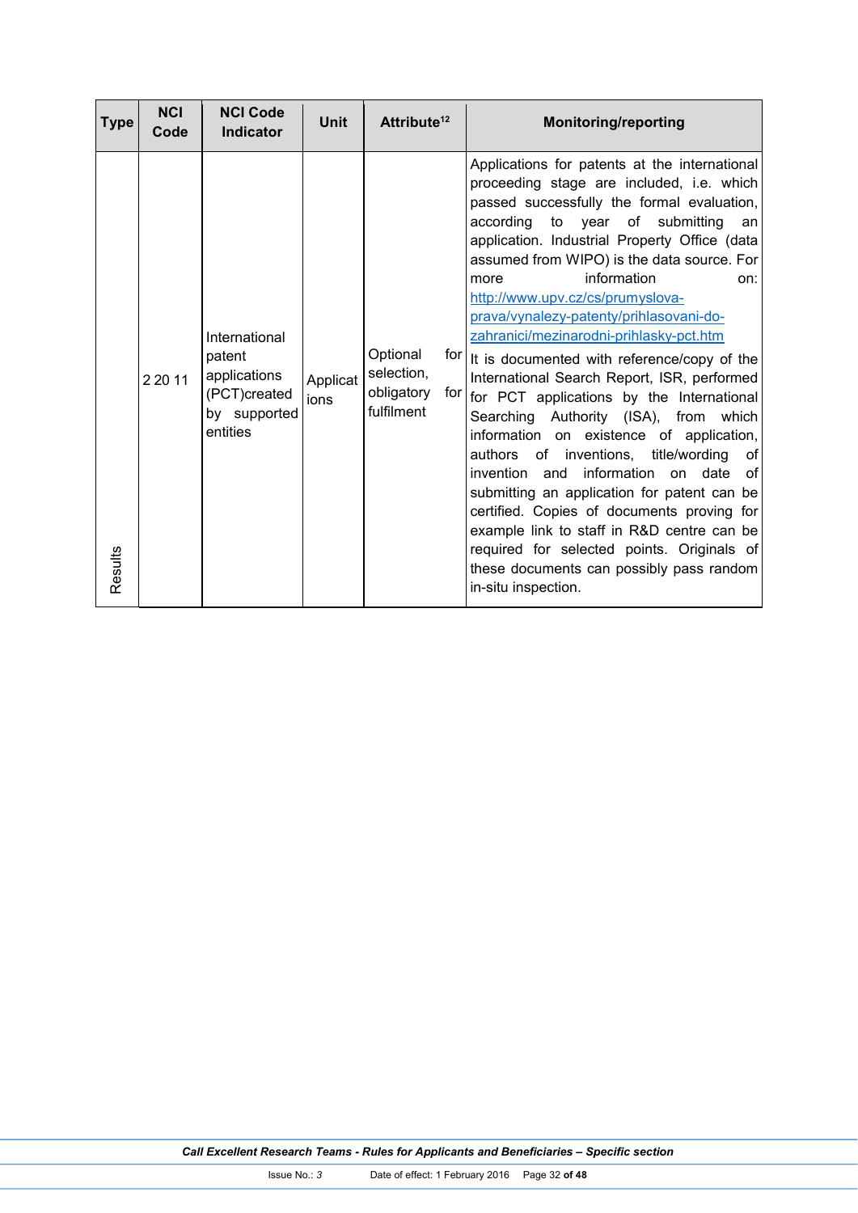| Type | NCI Code | NCI Code Indicator | Unit | Attribute[12] | Monitoring/reporting |
|---|---|---|---|---|---|
| Results | 2 20 11 | International patent applications (PCT)created by supported entities | Applications | Optional for selection, obligatory for fulfilment | Applications for patents at the international proceeding stage are included, i.e. which passed successfully the formal evaluation, according to year of submitting an application. Industrial Property Office (data assumed from WIPO) is the data source. For more information on: http://www.upv.cz/cs/prumyslova-prava/vynalezy-patenty/prihlasovani-do-zahranici/mezinarodni-prihlasky-pct.htm<br>It is documented with reference/copy of the International Search Report, ISR, performed for PCT applications by the International Searching Authority (ISA), from which information on existence of application, authors of inventions, title/wording of invention and information on date of submitting an application for patent can be certified. Copies of documents proving for example link to staff in R&D centre can be required for selected points. Originals of these documents can possibly pass random in-situ inspection. |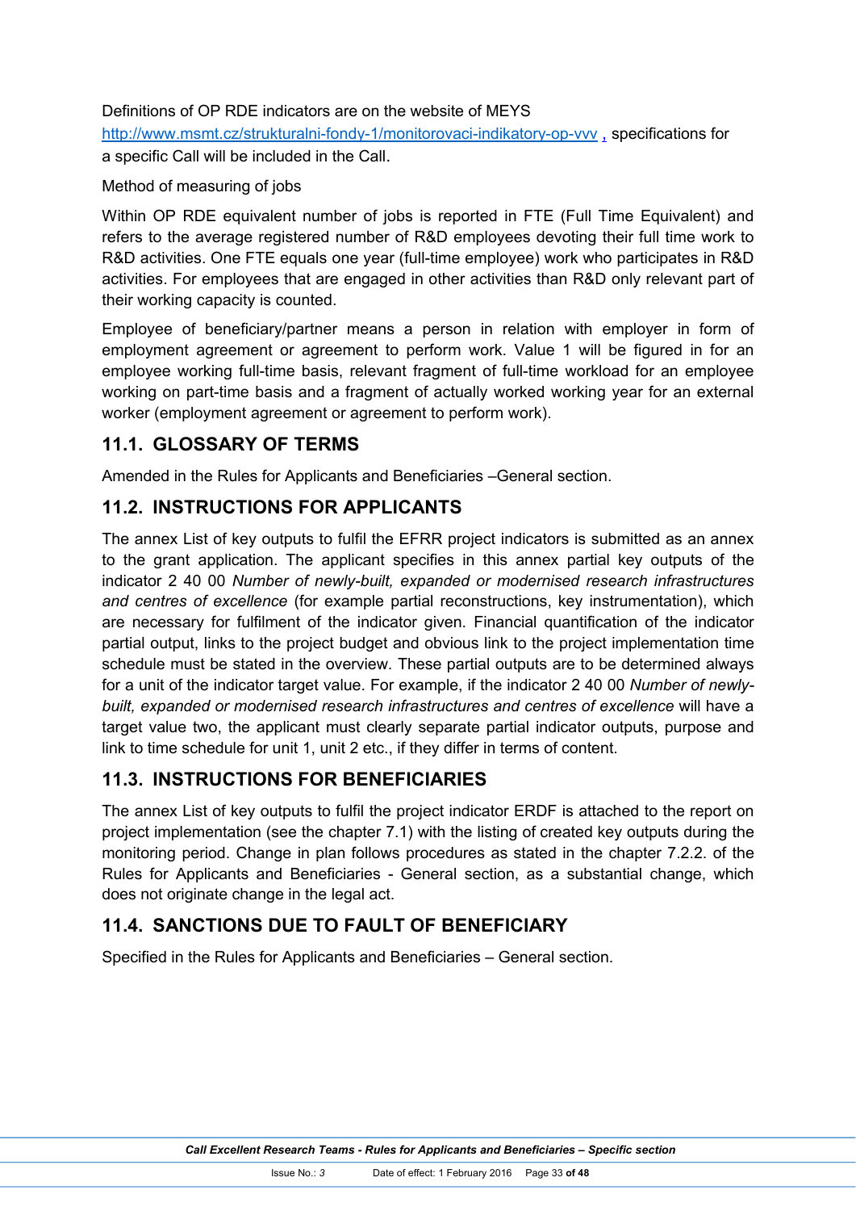Definitions of OP RDE indicators are on the website of MEYS http://www.msmt.cz/strukturalni-fondy-1/monitorovaci-indikatory-op-vvv , specifications for a specific Call will be included in the Call.

Method of measuring of jobs

Within OP RDE equivalent number of jobs is reported in FTE (Full Time Equivalent) and refers to the average registered number of R&D employees devoting their full time work to R&D activities. One FTE equals one year (full-time employee) work who participates in R&D activities. For employees that are engaged in other activities than R&D only relevant part of their working capacity is counted.

Employee of beneficiary/partner means a person in relation with employer in form of employment agreement or agreement to perform work. Value 1 will be figured in for an employee working full-time basis, relevant fragment of full-time workload for an employee working on part-time basis and a fragment of actually worked working year for an external worker (employment agreement or agreement to perform work).

## 11.1. GLOSSARY OF TERMS

Amended in the Rules for Applicants and Beneficiaries –General section.

## 11.2. INSTRUCTIONS FOR APPLICANTS

The annex List of key outputs to fulfil the EFRR project indicators is submitted as an annex to the grant application. The applicant specifies in this annex partial key outputs of the indicator 2 40 00 *Number of newly-built, expanded or modernised research infrastructures and centres of excellence* (for example partial reconstructions, key instrumentation), which are necessary for fulfilment of the indicator given. Financial quantification of the indicator partial output, links to the project budget and obvious link to the project implementation time schedule must be stated in the overview. These partial outputs are to be determined always for a unit of the indicator target value. For example, if the indicator 2 40 00 *Number of newly-built, expanded or modernised research infrastructures and centres of excellence* will have a target value two, the applicant must clearly separate partial indicator outputs, purpose and link to time schedule for unit 1, unit 2 etc., if they differ in terms of content.

## 11.3. INSTRUCTIONS FOR BENEFICIARIES

The annex List of key outputs to fulfil the project indicator ERDF is attached to the report on project implementation (see the chapter 7.1) with the listing of created key outputs during the monitoring period. Change in plan follows procedures as stated in the chapter 7.2.2. of the Rules for Applicants and Beneficiaries - General section, as a substantial change, which does not originate change in the legal act.

## 11.4. SANCTIONS DUE TO FAULT OF BENEFICIARY

Specified in the Rules for Applicants and Beneficiaries – General section.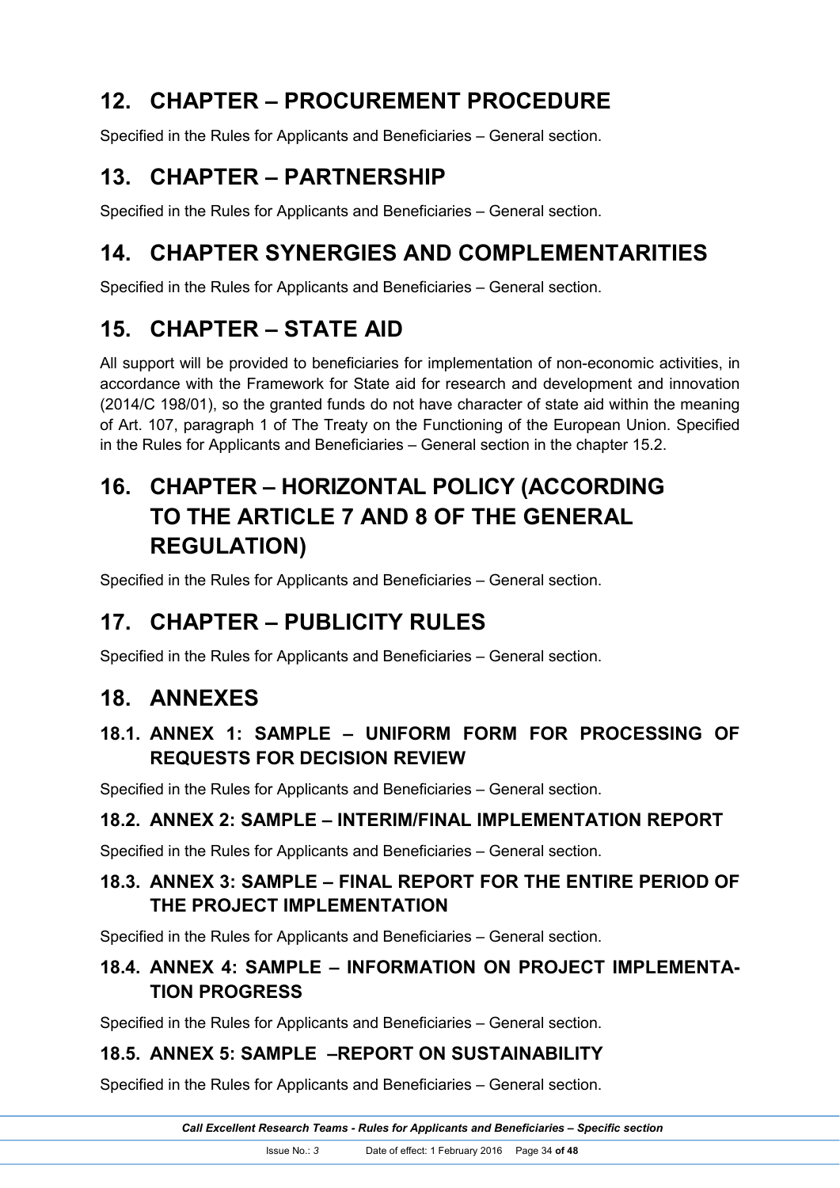# 12. CHAPTER – PROCUREMENT PROCEDURE

Specified in the Rules for Applicants and Beneficiaries – General section.

# 13. CHAPTER – PARTNERSHIP

Specified in the Rules for Applicants and Beneficiaries – General section.

# 14. CHAPTER SYNERGIES AND COMPLEMENTARITIES

Specified in the Rules for Applicants and Beneficiaries – General section.

# 15. CHAPTER – STATE AID

All support will be provided to beneficiaries for implementation of non-economic activities, in accordance with the Framework for State aid for research and development and innovation (2014/C 198/01), so the granted funds do not have character of state aid within the meaning of Art. 107, paragraph 1 of The Treaty on the Functioning of the European Union. Specified in the Rules for Applicants and Beneficiaries – General section in the chapter 15.2.

# 16. CHAPTER – HORIZONTAL POLICY (ACCORDING TO THE ARTICLE 7 AND 8 OF THE GENERAL REGULATION)

Specified in the Rules for Applicants and Beneficiaries – General section.

# 17. CHAPTER – PUBLICITY RULES

Specified in the Rules for Applicants and Beneficiaries – General section.

# 18. ANNEXES

## 18.1. ANNEX 1: SAMPLE – UNIFORM FORM FOR PROCESSING OF REQUESTS FOR DECISION REVIEW

Specified in the Rules for Applicants and Beneficiaries – General section.

## 18.2. ANNEX 2: SAMPLE – INTERIM/FINAL IMPLEMENTATION REPORT

Specified in the Rules for Applicants and Beneficiaries – General section.

## 18.3. ANNEX 3: SAMPLE – FINAL REPORT FOR THE ENTIRE PERIOD OF THE PROJECT IMPLEMENTATION

Specified in the Rules for Applicants and Beneficiaries – General section.

## 18.4. ANNEX 4: SAMPLE – INFORMATION ON PROJECT IMPLEMENTATION PROGRESS

Specified in the Rules for Applicants and Beneficiaries – General section.

## 18.5. ANNEX 5: SAMPLE –REPORT ON SUSTAINABILITY

Specified in the Rules for Applicants and Beneficiaries – General section.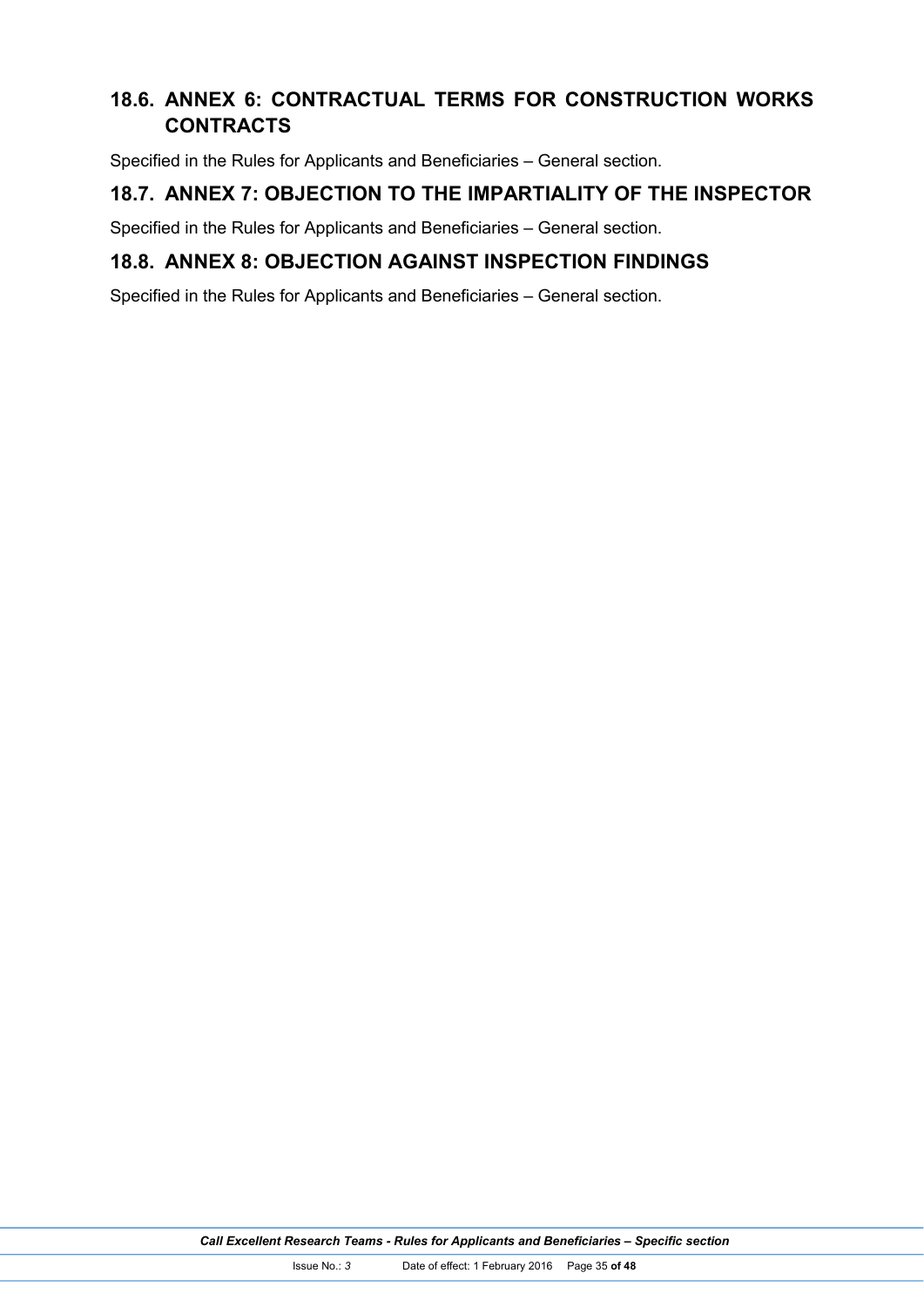## 18.6. ANNEX 6: CONTRACTUAL TERMS FOR CONSTRUCTION WORKS CONTRACTS

Specified in the Rules for Applicants and Beneficiaries – General section.

## 18.7. ANNEX 7: OBJECTION TO THE IMPARTIALITY OF THE INSPECTOR

Specified in the Rules for Applicants and Beneficiaries – General section.

## 18.8. ANNEX 8: OBJECTION AGAINST INSPECTION FINDINGS

Specified in the Rules for Applicants and Beneficiaries – General section.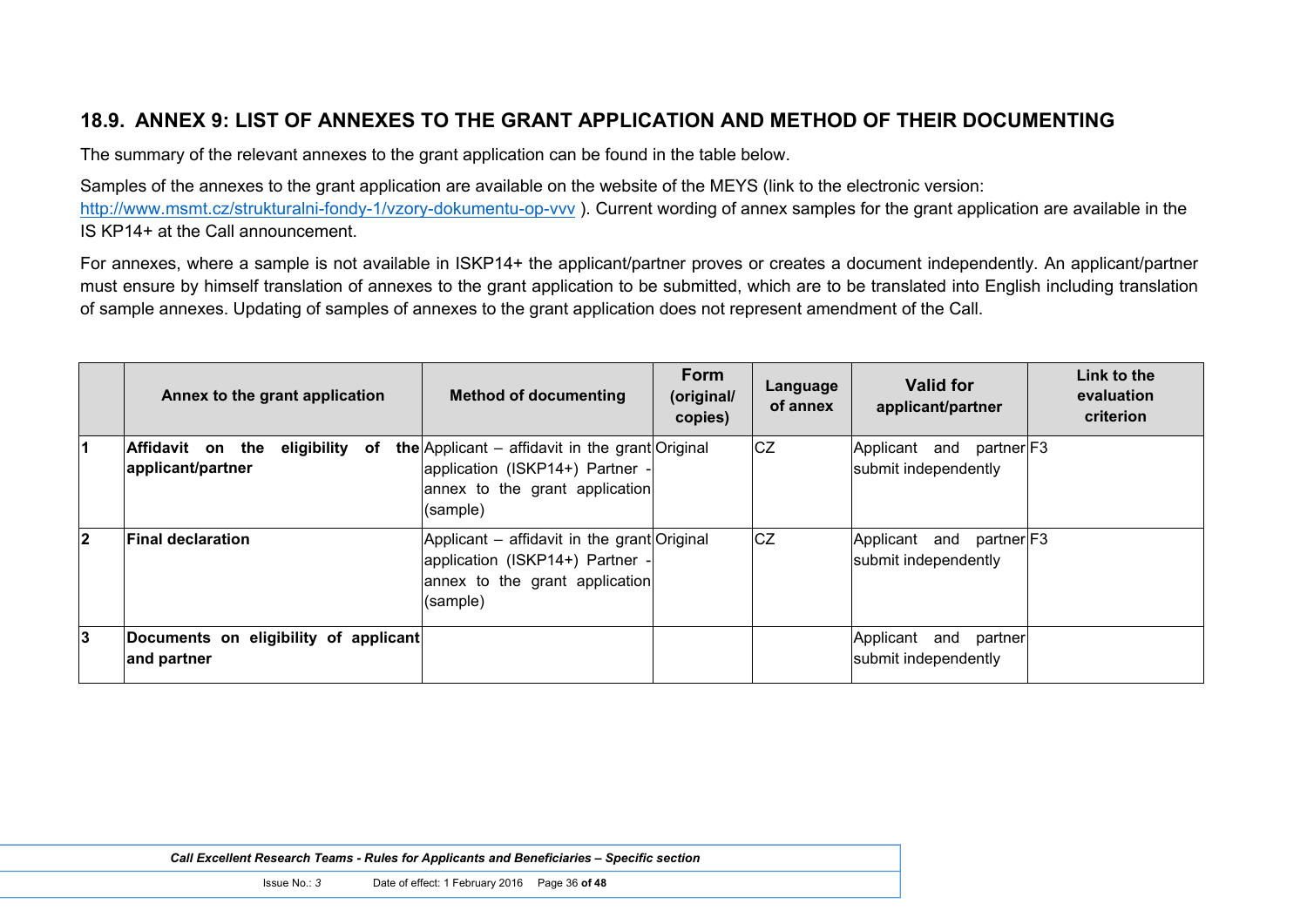## 18.9. ANNEX 9: LIST OF ANNEXES TO THE GRANT APPLICATION AND METHOD OF THEIR DOCUMENTING

The summary of the relevant annexes to the grant application can be found in the table below.

Samples of the annexes to the grant application are available on the website of the MEYS (link to the electronic version: http://www.msmt.cz/strukturalni-fondy-1/vzory-dokumentu-op-vvv ). Current wording of annex samples for the grant application are available in the IS KP14+ at the Call announcement.

For annexes, where a sample is not available in ISKP14+ the applicant/partner proves or creates a document independently. An applicant/partner must ensure by himself translation of annexes to the grant application to be submitted, which are to be translated into English including translation of sample annexes. Updating of samples of annexes to the grant application does not represent amendment of the Call.

| | Annex to the grant application | Method of documenting | Form (original/ copies) | Language of annex | Valid for applicant/partner | Link to the evaluation criterion |
|---|---|---|---|---|---|---|
| 1 | **Affidavit on the eligibility of the applicant/partner** | Applicant – affidavit in the grant application (ISKP14+) Partner - annex to the grant application (sample) | Original | CZ | Applicant and partner submit independently | F3 |
| 2 | **Final declaration** | Applicant – affidavit in the grant application (ISKP14+) Partner - annex to the grant application (sample) | Original | CZ | Applicant and partner submit independently | F3 |
| 3 | **Documents on eligibility of applicant and partner** | | | | Applicant and partner submit independently | |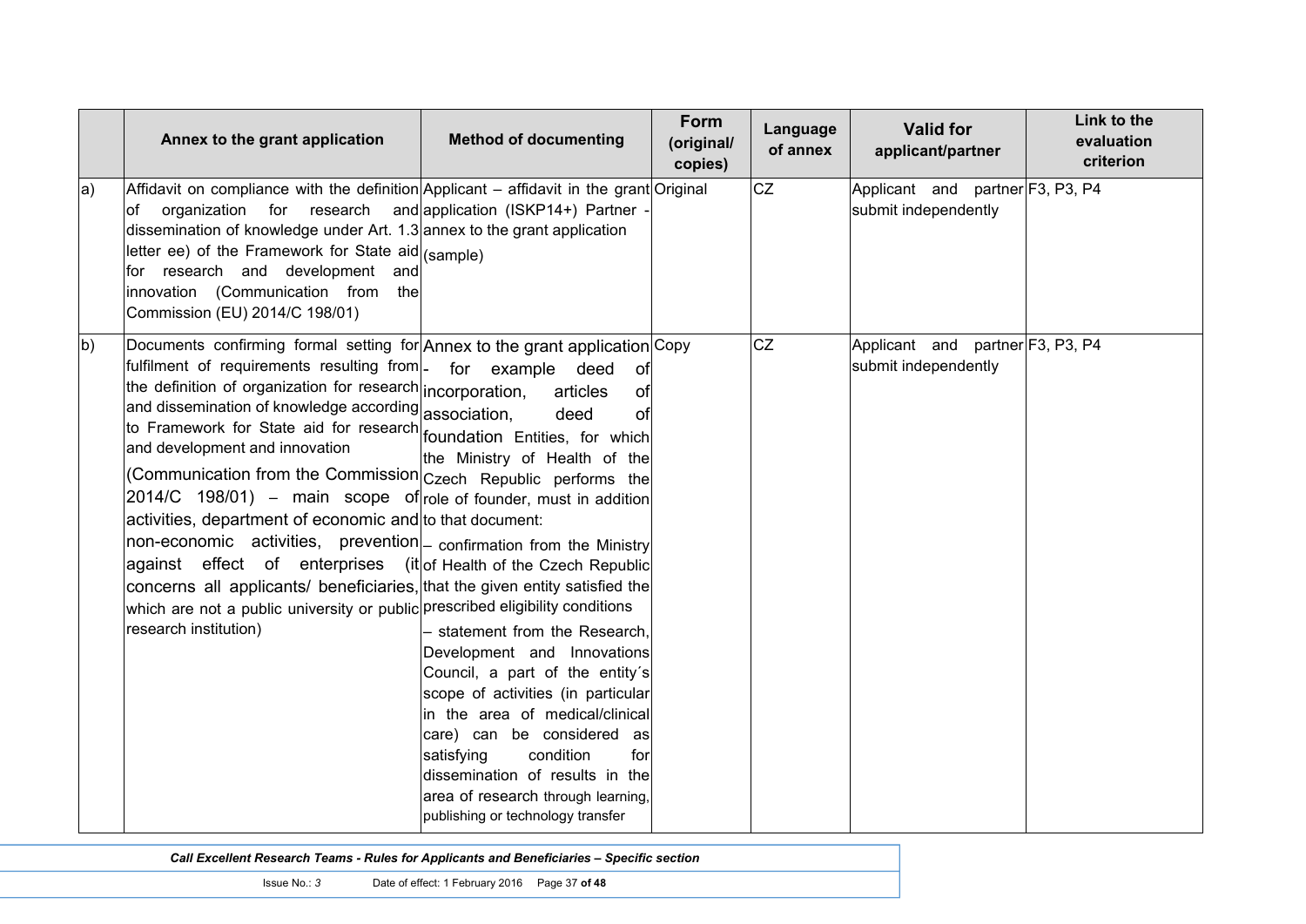| | Annex to the grant application | Method of documenting | Form (original/ copies) | Language of annex | Valid for applicant/partner | Link to the evaluation criterion |
|---|---|---|---|---|---|---|
| a) | Affidavit on compliance with the definition of organization for research and dissemination of knowledge under Art. 1.3 letter ee) of the Framework for State aid for research and development and innovation (Communication from the Commission (EU) 2014/C 198/01) | Applicant – affidavit in the grant application (ISKP14+) Partner - annex to the grant application (sample) | Original | CZ | Applicant and partner submit independently | F3, P3, P4 |
| b) | Documents confirming formal setting for fulfilment of requirements resulting from the definition of organization for research and dissemination of knowledge according to Framework for State aid for research and development and innovation (Communication from the Commission 2014/C 198/01) – main scope of activities, department of economic and non-economic activities, prevention against effect of enterprises (it concerns all applicants/ beneficiaries, which are not a public university or public research institution) | Annex to the grant application - for example deed of incorporation, articles of association, deed of foundation Entities, for which the Ministry of Health of the Czech Republic performs the role of founder, must in addition to that document:<br>– confirmation from the Ministry of Health of the Czech Republic that the given entity satisfied the prescribed eligibility conditions<br>– statement from the Research, Development and Innovations Council, a part of the entity´s scope of activities (in particular in the area of medical/clinical care) can be considered as satisfying condition for dissemination of results in the area of research through learning, publishing or technology transfer | Copy | CZ | Applicant and partner submit independently | F3, P3, P4 |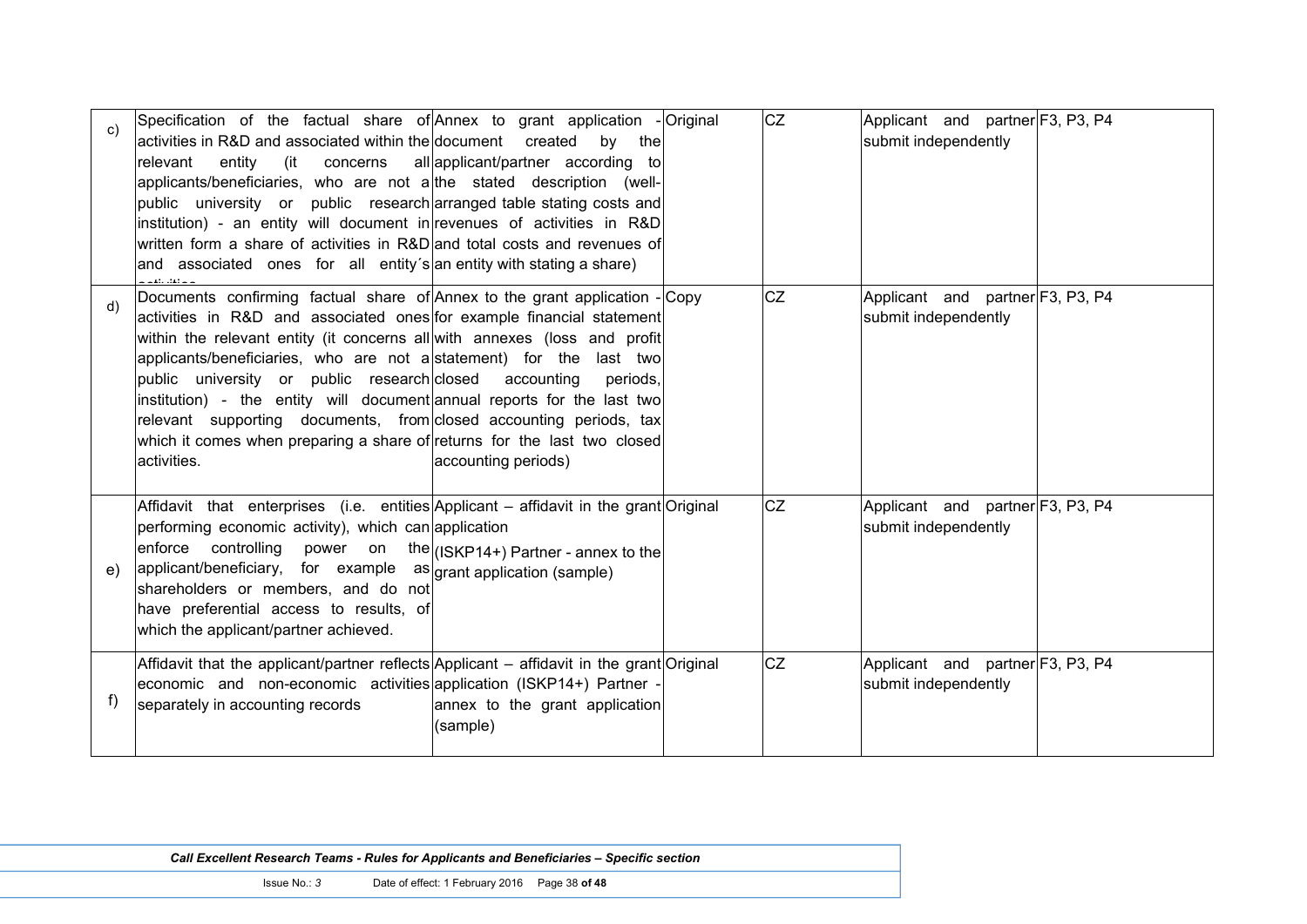| | | | | | | |
|---|---|---|---|---|---|---|
| c) | Specification of the factual share of activities in R&D and associated within the relevant entity (it concerns all applicants/beneficiaries, who are not a public university or public research institution) - an entity will document in written form a share of activities in R&D and associated ones for all entity´s activities | Annex to grant application - document created by the applicant/partner according to the stated description (well-arranged table stating costs and revenues of activities in R&D and total costs and revenues of an entity with stating a share) | Original | CZ | Applicant and partner submit independently | F3, P3, P4 |
| d) | Documents confirming factual share of activities in R&D and associated ones within the relevant entity (it concerns all applicants/beneficiaries, who are not a public university or public research institution) - the entity will document relevant supporting documents, from which it comes when preparing a share of activities. | Annex to the grant application - for example financial statement with annexes (loss and profit statement) for the last two closed accounting periods, annual reports for the last two closed accounting periods, tax returns for the last two closed accounting periods) | Copy | CZ | Applicant and partner submit independently | F3, P3, P4 |
| e) | Affidavit that enterprises (i.e. entities performing economic activity), which can enforce controlling power on the applicant/beneficiary, for example as shareholders or members, and do not have preferential access to results, of which the applicant/partner achieved. | Applicant – affidavit in the grant application (ISKP14+) Partner - annex to the grant application (sample) | Original | CZ | Applicant and partner submit independently | F3, P3, P4 |
| f) | Affidavit that the applicant/partner reflects economic and non-economic activities separately in accounting records | Applicant – affidavit in the grant application (ISKP14+) Partner - annex to the grant application (sample) | Original | CZ | Applicant and partner submit independently | F3, P3, P4 |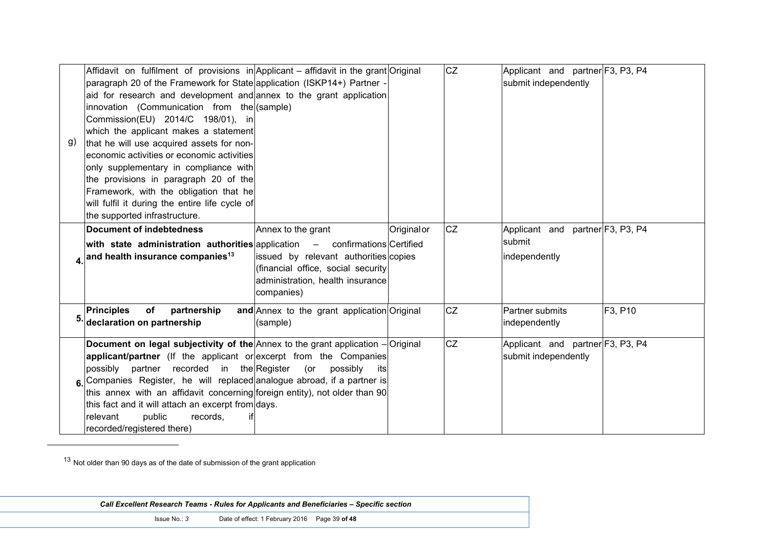| | | | | | | |
|---|---|---|---|---|---|---|
| g) | Affidavit on fulfilment of provisions in paragraph 20 of the Framework for State aid for research and development and innovation (Communication from the Commission(EU) 2014/C 198/01), in which the applicant makes a statement that he will use acquired assets for non-economic activities or economic activities only supplementary in compliance with the provisions in paragraph 20 of the Framework, with the obligation that he will fulfil it during the entire life cycle of the supported infrastructure. | Applicant – affidavit in the grant application (ISKP14+) Partner - annex to the grant application (sample) | Original | CZ | Applicant and partner submit independently | F3, P3, P4 |
| 4. | **Document of indebtedness with state administration authorities and health insurance companies**[13] | Annex to the grant application – confirmations issued by relevant authorities (financial office, social security administration, health insurance companies) | Original or Certified copies | CZ | Applicant and partner submit independently | F3, P3, P4 |
| 5. | **Principles of partnership and declaration on partnership** | Annex to the grant application (sample) | Original | CZ | Partner submits independently | F3, P10 |
| 6. | **Document on legal subjectivity of the applicant/partner** (If the applicant or possibly partner recorded in the Companies Register, he will replaced this annex with an affidavit concerning this fact and it will attach an excerpt from relevant public records, if recorded/registered there) | Annex to the grant application – excerpt from the Companies Register (or possibly its analogue abroad, if a partner is foreign entity), not older than 90 days. | Original | CZ | Applicant and partner submit independently | F3, P3, P4 |

[13] Not older than 90 days as of the date of submission of the grant application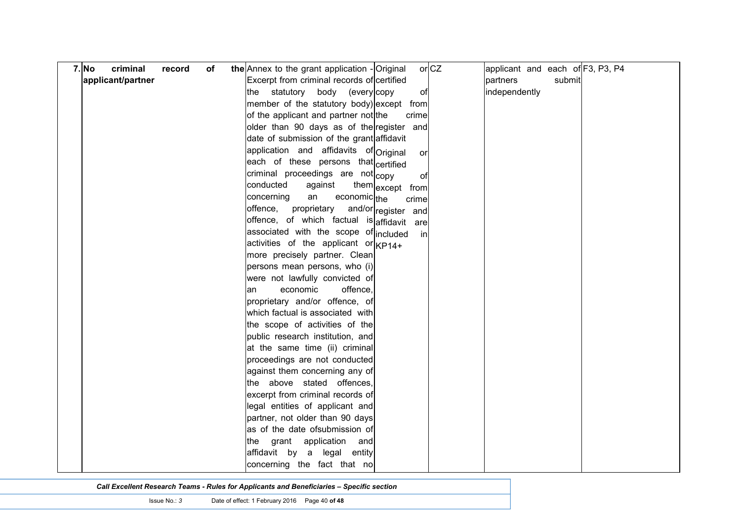| 7. | **No criminal record of the applicant/partner** | Annex to the grant application - Excerpt from criminal records of the statutory body (every member of the statutory body) of the applicant and partner not older than 90 days as of the date of submission of the grant application and affidavits of each of these persons that criminal proceedings are not conducted against them concerning an economic offence, proprietary and/or offence, of which factual is associated with the scope of activities of the applicant or more precisely partner. Clean persons mean persons, who (i) were not lawfully convicted of an economic offence, proprietary and/or offence, of which factual is associated with the scope of activities of the public research institution, and at the same time (ii) criminal proceedings are not conducted against them concerning any of the above stated offences, excerpt from criminal records of legal entities of applicant and partner, not older than 90 days as of the date ofsubmission of the grant application and affidavit by a legal entity concerning the fact that no | Original or certified copy of except from the crime register and affidavit Original or certified copy of except from the crime register and affidavit are included in KP14+ | CZ | applicant and each of partners submit independently | F3, P3, P4 |
|---|---|---|---|---|---|---|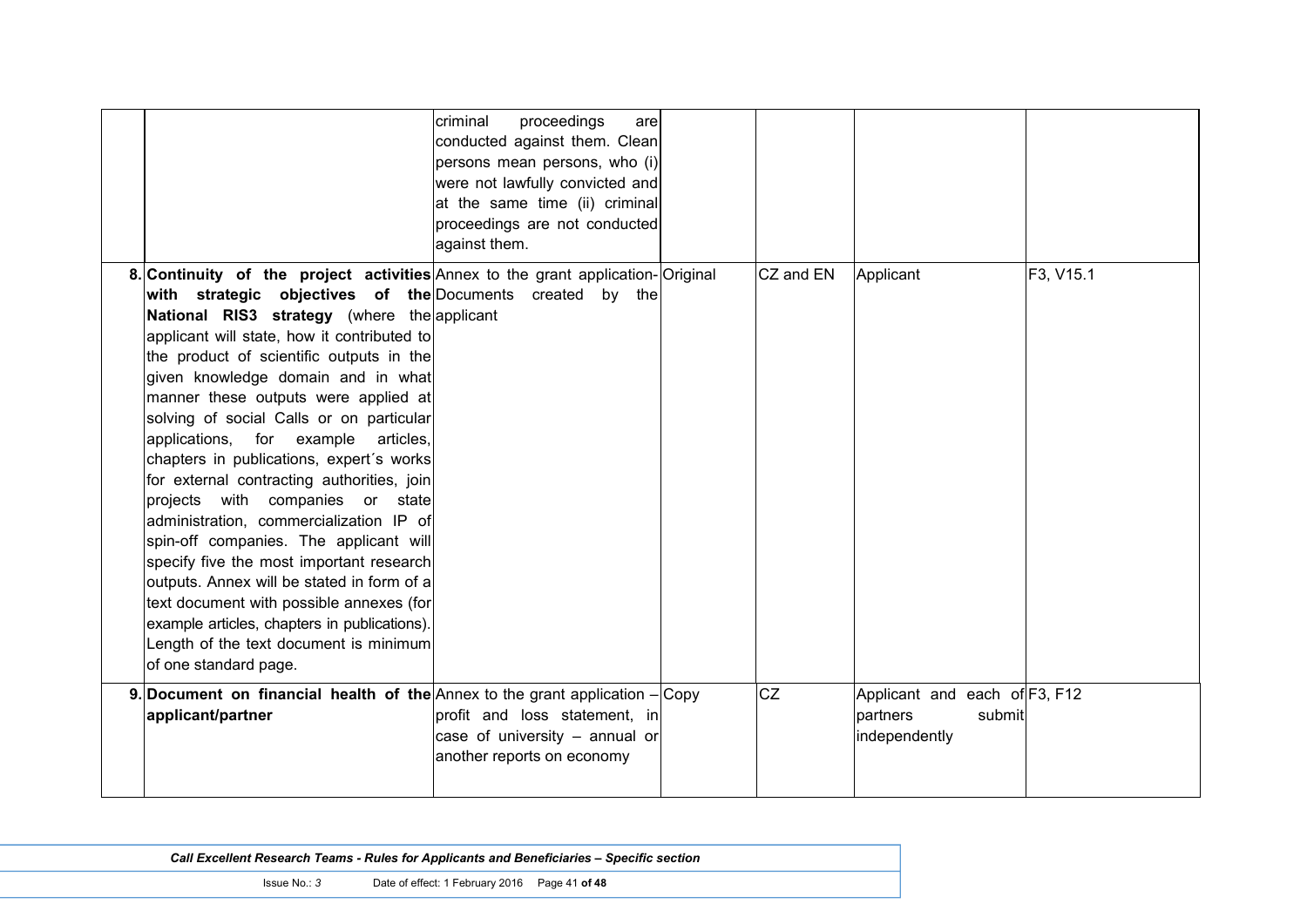| | | | | | | |
|---|---|---|---|---|---|---|
| | | criminal proceedings are conducted against them. Clean persons mean persons, who (i) were not lawfully convicted and at the same time (ii) criminal proceedings are not conducted against them. | | | | |
| 8. | **Continuity of the project activities with strategic objectives of the National RIS3 strategy** (where the applicant will state, how it contributed to the product of scientific outputs in the given knowledge domain and in what manner these outputs were applied at solving of social Calls or on particular applications, for example articles, chapters in publications, expert´s works for external contracting authorities, join projects with companies or state administration, commercialization IP of spin-off companies. The applicant will specify five the most important research outputs. Annex will be stated in form of a text document with possible annexes (for example articles, chapters in publications). Length of the text document is minimum of one standard page. | Annex to the grant application-Documents created by the applicant | Original | CZ and EN | Applicant | F3, V15.1 |
| 9. | **Document on financial health of the applicant/partner** | Annex to the grant application – profit and loss statement, in case of university – annual or another reports on economy | Copy | CZ | Applicant and each of partners submit independently | F3, F12 |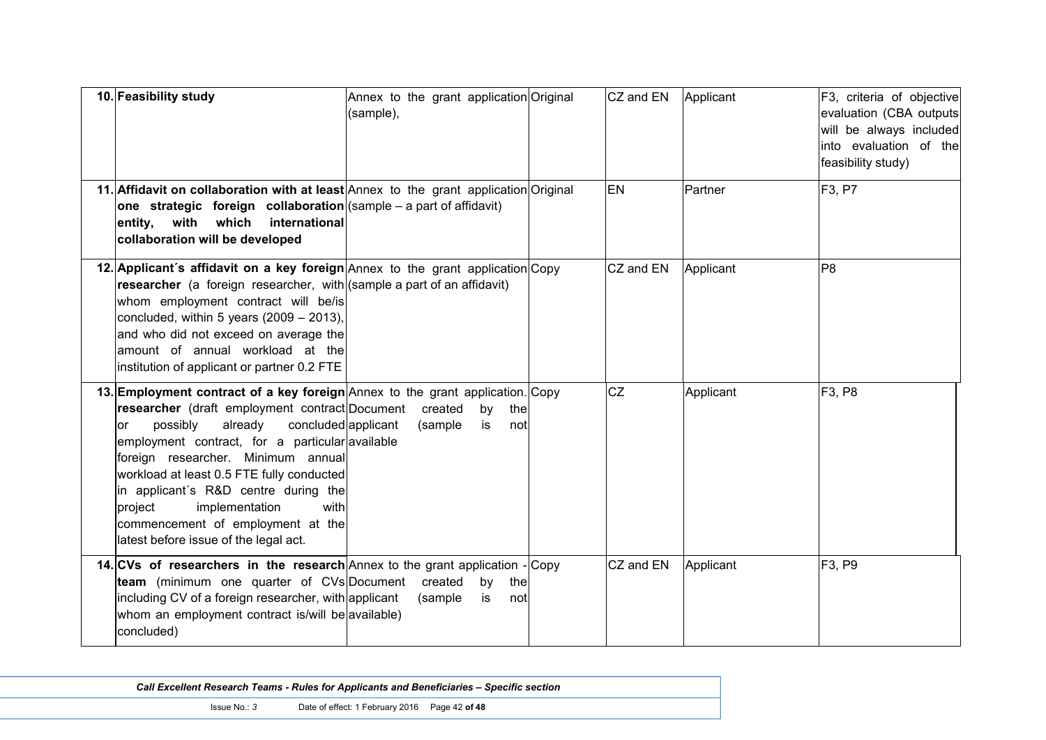| | | | | | | |
|---|---|---|---|---|---|---|
| 10. | **Feasibility study** | Annex to the grant application (sample), | Original | CZ and EN | Applicant | F3, criteria of objective evaluation (CBA outputs will be always included into evaluation of the feasibility study) |
| 11. | **Affidavit on collaboration with at least one strategic foreign collaboration entity, with which international collaboration will be developed** | Annex to the grant application (sample – a part of affidavit) | Original | EN | Partner | F3, P7 |
| 12. | **Applicant´s affidavit on a key foreign researcher** (a foreign researcher, with whom employment contract will be/is concluded, within 5 years (2009 – 2013), and who did not exceed on average the amount of annual workload at the institution of applicant or partner 0.2 FTE | Annex to the grant application (sample a part of an affidavit) | Copy | CZ and EN | Applicant | P8 |
| 13. | **Employment contract of a key foreign researcher** (draft employment contract or possibly already concluded employment contract, for a particular foreign researcher. Minimum annual workload at least 0.5 FTE fully conducted in applicant´s R&D centre during the project implementation with commencement of employment at the latest before issue of the legal act. | Annex to the grant application. Document created by the applicant (sample is not available | Copy | CZ | Applicant | F3, P8 |
| 14. | **CVs of researchers in the research team** (minimum one quarter of CVs including CV of a foreign researcher, with whom an employment contract is/will be concluded) | Annex to the grant application - Document created by the applicant (sample is not available) | Copy | CZ and EN | Applicant | F3, P9 |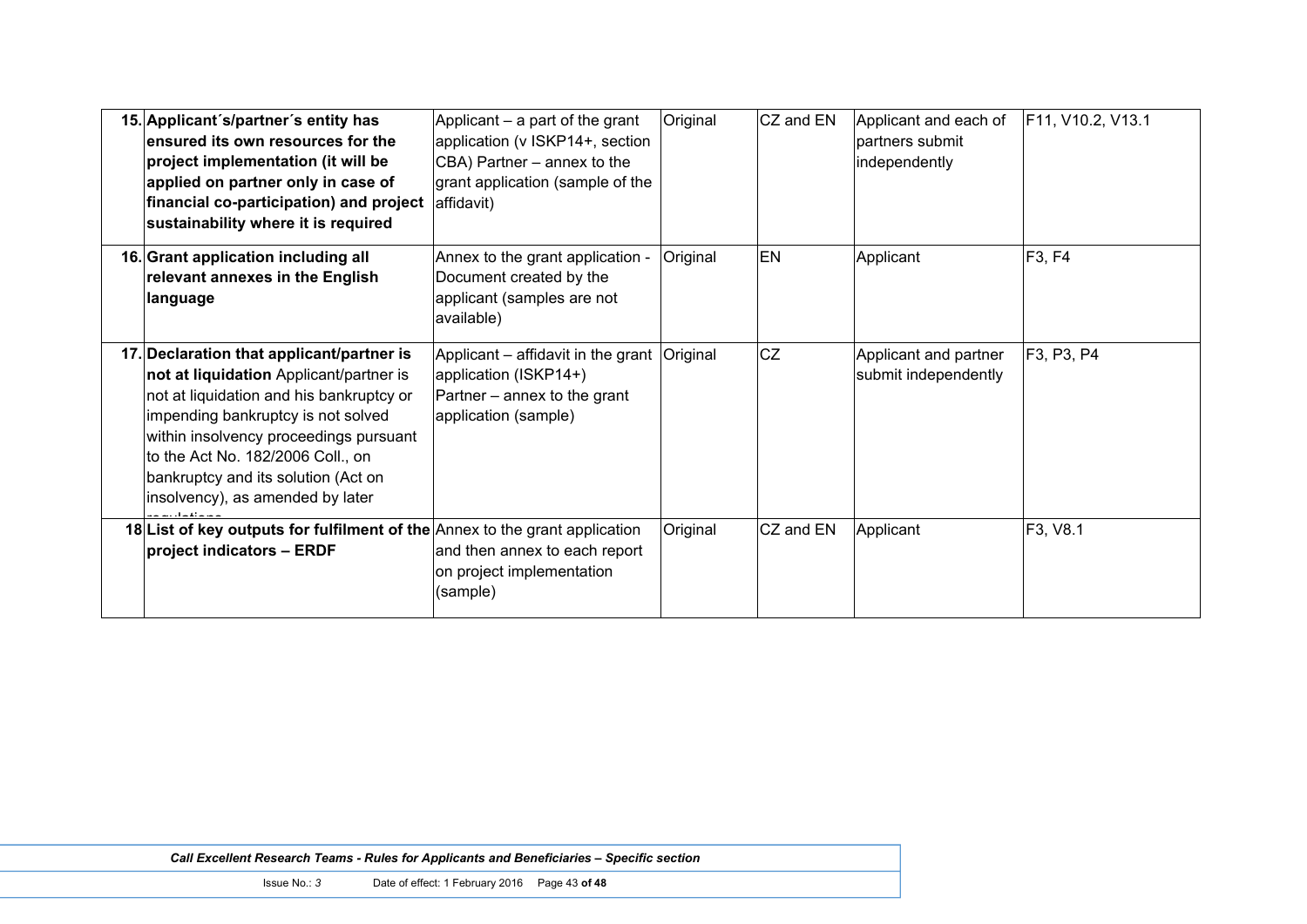| | | | | | |
|---|---|---|---|---|---|
| 15. | **Applicant´s/partner´s entity has ensured its own resources for the project implementation (it will be applied on partner only in case of financial co-participation) and project sustainability where it is required** | Applicant – a part of the grant application (v ISKP14+, section CBA) Partner – annex to the grant application (sample of the affidavit) | Original | CZ and EN | Applicant and each of partners submit independently | F11, V10.2, V13.1 |
| 16. | **Grant application including all relevant annexes in the English language** | Annex to the grant application - Document created by the applicant (samples are not available) | Original | EN | Applicant | F3, F4 |
| 17. | **Declaration that applicant/partner is not at liquidation** Applicant/partner is not at liquidation and his bankruptcy or impending bankruptcy is not solved within insolvency proceedings pursuant to the Act No. 182/2006 Coll., on bankruptcy and its solution (Act on insolvency), as amended by later regulations | Applicant – affidavit in the grant application (ISKP14+) Partner – annex to the grant application (sample) | Original | CZ | Applicant and partner submit independently | F3, P3, P4 |
| 18 | **List of key outputs for fulfilment of the project indicators – ERDF** | Annex to the grant application and then annex to each report on project implementation (sample) | Original | CZ and EN | Applicant | F3, V8.1 |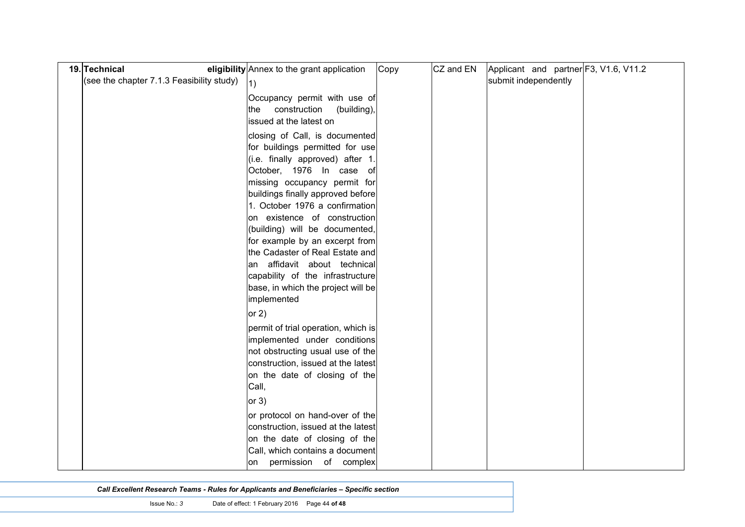| 19. | Technical eligibility (see the chapter 7.1.3 Feasibility study) | Annex to the grant application 1) Occupancy permit with use of the construction (building), issued at the latest on closing of Call, is documented for buildings permitted for use (i.e. finally approved) after 1. October, 1976 In case of missing occupancy permit for buildings finally approved before 1. October 1976 a confirmation on existence of construction (building) will be documented, for example by an excerpt from the Cadaster of Real Estate and an affidavit about technical capability of the infrastructure base, in which the project will be implemented or 2) permit of trial operation, which is implemented under conditions not obstructing usual use of the construction, issued at the latest on the date of closing of the Call, or 3) or protocol on hand-over of the construction, issued at the latest on the date of closing of the Call, which contains a document on permission of complex | Copy | CZ and EN | Applicant and partner submit independently | F3, V1.6, V11.2 |
|---|---|---|---|---|---|---|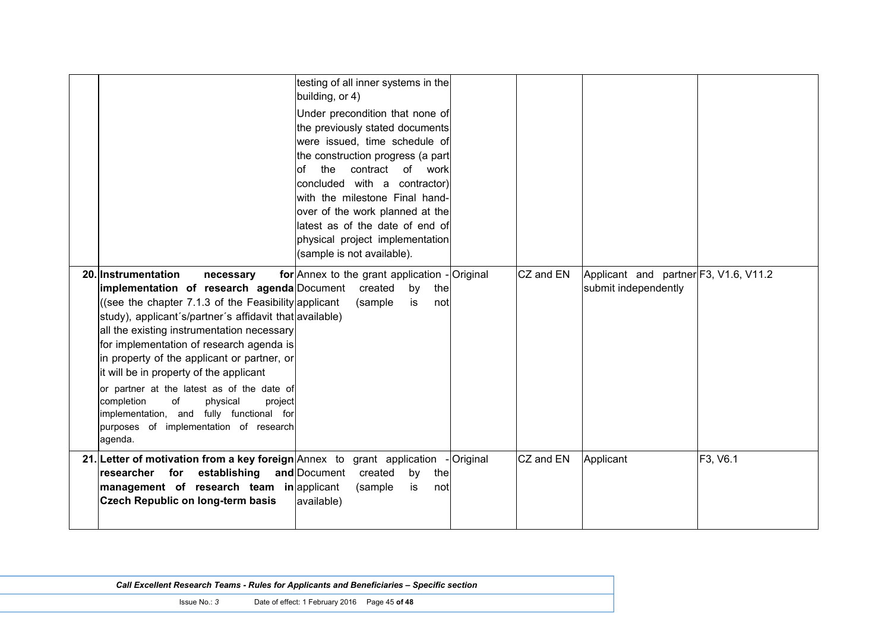| | | | | | | |
|---|---|---|---|---|---|---|
| | | testing of all inner systems in the building, or 4) Under precondition that none of the previously stated documents were issued, time schedule of the construction progress (a part of the contract of work concluded with a contractor) with the milestone Final hand-over of the work planned at the latest as of the date of end of physical project implementation (sample is not available). | | | | |
| 20. | **Instrumentation necessary for implementation of research agenda** ((see the chapter 7.1.3 of the Feasibility study), applicant´s/partner´s affidavit that all the existing instrumentation necessary for implementation of research agenda is in property of the applicant or partner, or it will be in property of the applicant or partner at the latest as of the date of completion of physical project implementation, and fully functional for purposes of implementation of research agenda. | Annex to the grant application - Document created by the applicant (sample is not available) | Original | CZ and EN | Applicant and partner submit independently | F3, V1.6, V11.2 |
| 21. | **Letter of motivation from a key foreign researcher for establishing and management of research team in Czech Republic on long-term basis** | Annex to grant application - Document created by the applicant (sample is not available) | Original | CZ and EN | Applicant | F3, V6.1 |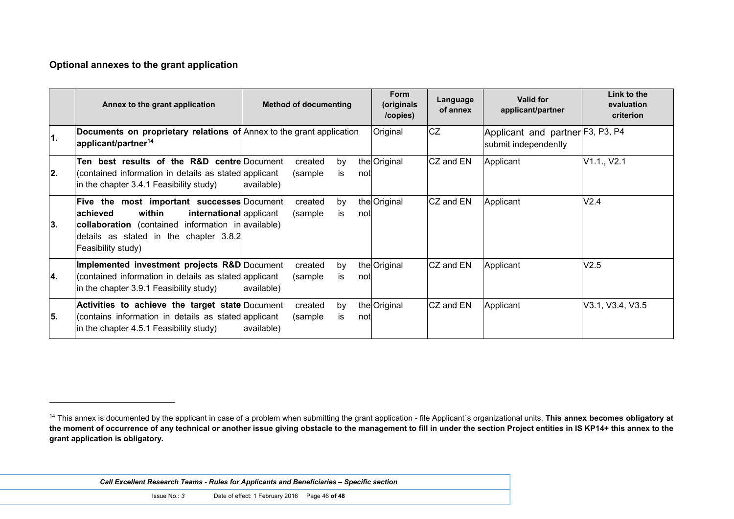### Optional annexes to the grant application

| | Annex to the grant application | Method of documenting | Form (originals /copies) | Language of annex | Valid for applicant/partner | Link to the evaluation criterion |
|---|---|---|---|---|---|---|
| 1. | **Documents on proprietary relations of applicant/partner**[14] | Annex to the grant application | Original | CZ | Applicant and partner submit independently | F3, P3, P4 |
| 2. | **Ten best results of the R&D centre** (contained information in details as stated in the chapter 3.4.1 Feasibility study) | Document created by the applicant (sample is not available) | Original | CZ and EN | Applicant | V1.1., V2.1 |
| 3. | **Five the most important successes achieved within international collaboration** (contained information in details as stated in the chapter 3.8.2 Feasibility study) | Document created by the applicant (sample is not available) | Original | CZ and EN | Applicant | V2.4 |
| 4. | **Implemented investment projects R&D** (contained information in details as stated in the chapter 3.9.1 Feasibility study) | Document created by the applicant (sample is not available) | Original | CZ and EN | Applicant | V2.5 |
| 5. | **Activities to achieve the target state** (contains information in details as stated in the chapter 4.5.1 Feasibility study) | Document created by the applicant (sample is not available) | Original | CZ and EN | Applicant | V3.1, V3.4, V3.5 |

[14] This annex is documented by the applicant in case of a problem when submitting the grant application - file Applicant´s organizational units. **This annex becomes obligatory at the moment of occurrence of any technical or another issue giving obstacle to the management to fill in under the section Project entities in IS KP14+ this annex to the grant application is obligatory.**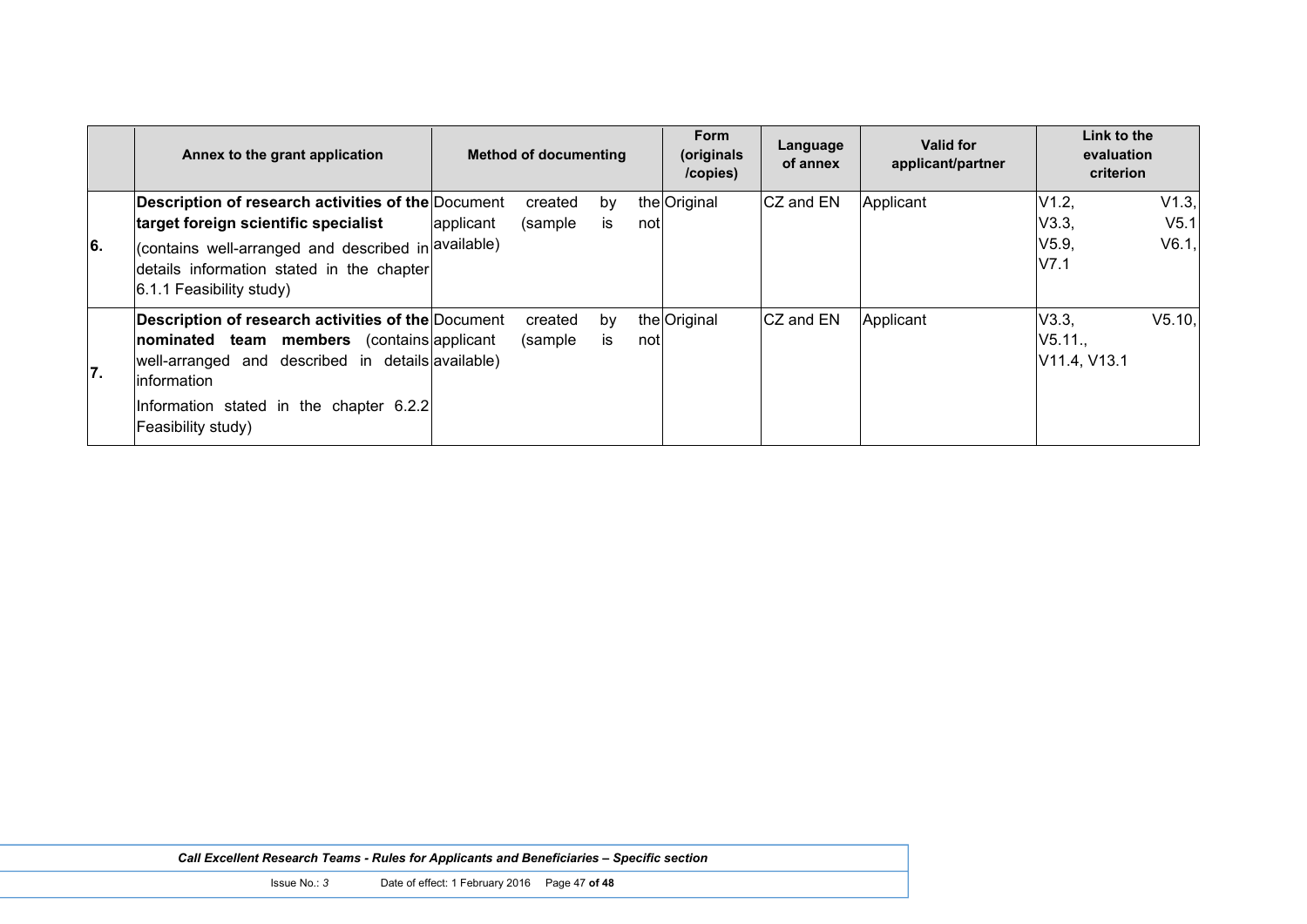| | Annex to the grant application | Method of documenting | Form (originals /copies) | Language of annex | Valid for applicant/partner | Link to the evaluation criterion |
|---|---|---|---|---|---|---|
| 6. | **Description of research activities of the target foreign scientific specialist** (contains well-arranged and described in details information stated in the chapter 6.1.1 Feasibility study) | Document created by the applicant (sample is not available) | Original | CZ and EN | Applicant | V1.2, V1.3, V3.3, V5.1 V5.9, V6.1, V7.1 |
| 7. | **Description of research activities of the nominated team members** (contains well-arranged and described in details information Information stated in the chapter 6.2.2 Feasibility study) | Document created by the applicant (sample is not available) | Original | CZ and EN | Applicant | V3.3, V5.10, V5.11., V11.4, V13.1 |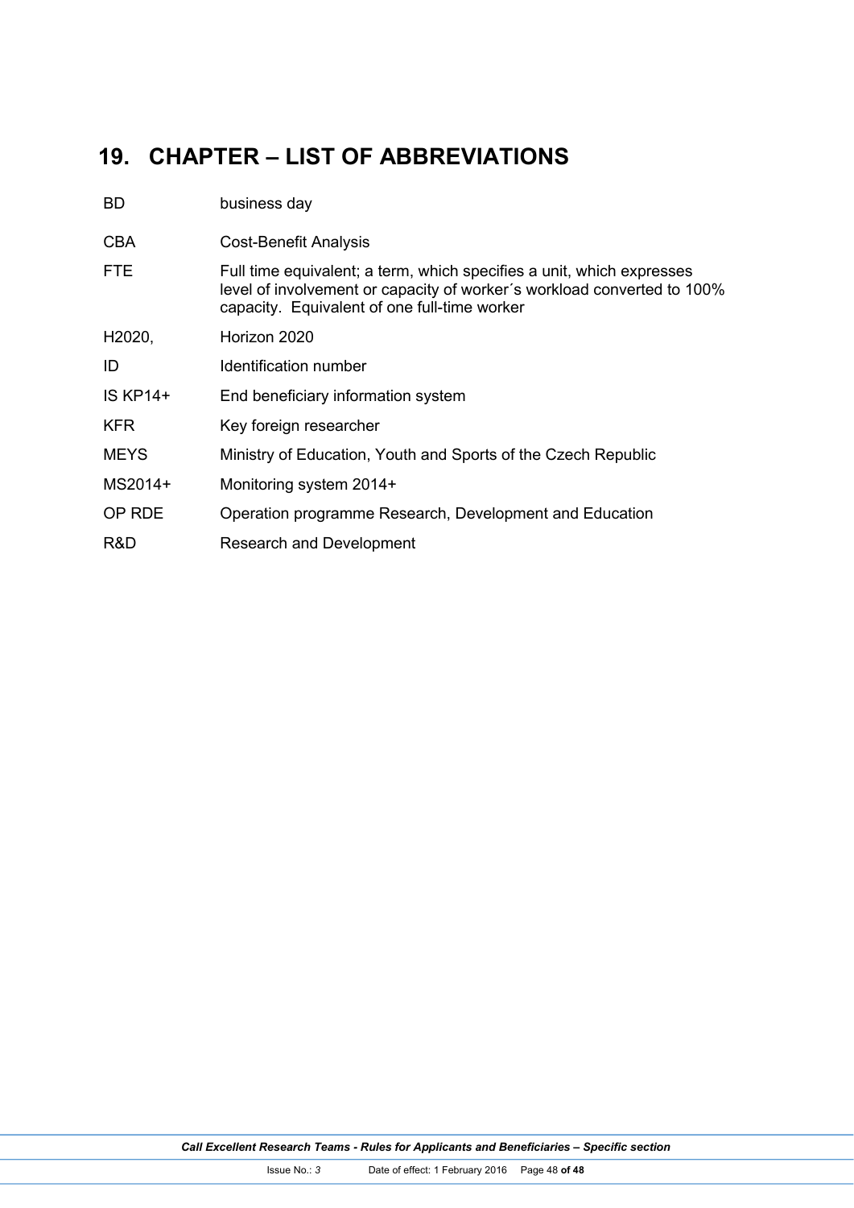# 19. CHAPTER – LIST OF ABBREVIATIONS

| | |
|---|---|
| BD | business day |
| CBA | Cost-Benefit Analysis |
| FTE | Full time equivalent; a term, which specifies a unit, which expresses level of involvement or capacity of worker´s workload converted to 100% capacity. Equivalent of one full-time worker |
| H2020, | Horizon 2020 |
| ID | Identification number |
| IS KP14+ | End beneficiary information system |
| KFR | Key foreign researcher |
| MEYS | Ministry of Education, Youth and Sports of the Czech Republic |
| MS2014+ | Monitoring system 2014+ |
| OP RDE | Operation programme Research, Development and Education |
| R&D | Research and Development |